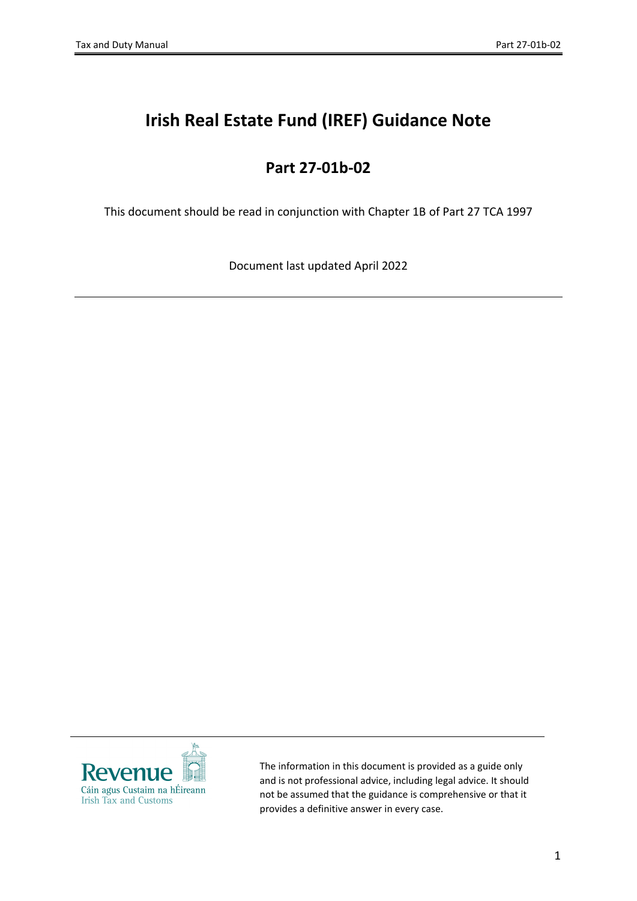# Irish Real Estate Fund (IREF) Guidance Note

## Part 27-01b-02

This document should be read in conjunction with Chapter 1B of Part 27 TCA 1997

Document last updated April 2022

---

Revenue
Cáin agus Custaim na hÉireann
Irish Tax and Customs

The information in this document is provided as a guide only and is not professional advice, including legal advice. It should not be assumed that the guidance is comprehensive or that it provides a definitive answer in every case.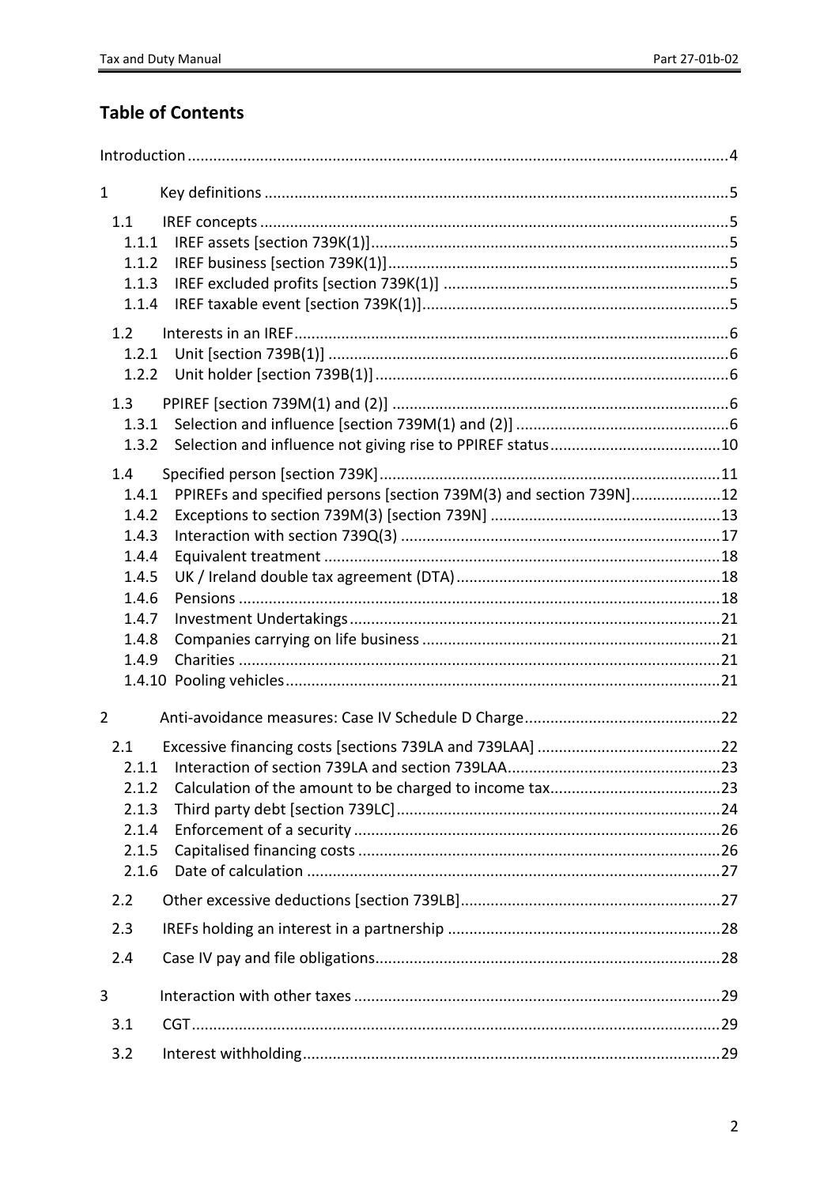## Table of Contents

Introduction .....4

1 Key definitions .....5

- 1.1 IREF concepts .....5
  - 1.1.1 IREF assets [section 739K(1)] .....5
  - 1.1.2 IREF business [section 739K(1)] .....5
  - 1.1.3 IREF excluded profits [section 739K(1)] .....5
  - 1.1.4 IREF taxable event [section 739K(1)] .....5
- 1.2 Interests in an IREF .....6
  - 1.2.1 Unit [section 739B(1)] .....6
  - 1.2.2 Unit holder [section 739B(1)] .....6
- 1.3 PPIREF [section 739M(1) and (2)] .....6
  - 1.3.1 Selection and influence [section 739M(1) and (2)] .....6
  - 1.3.2 Selection and influence not giving rise to PPIREF status .....10
- 1.4 Specified person [section 739K] .....11
  - 1.4.1 PPIREFs and specified persons [section 739M(3) and section 739N] .....12
  - 1.4.2 Exceptions to section 739M(3) [section 739N] .....13
  - 1.4.3 Interaction with section 739Q(3) .....17
  - 1.4.4 Equivalent treatment .....18
  - 1.4.5 UK / Ireland double tax agreement (DTA) .....18
  - 1.4.6 Pensions .....18
  - 1.4.7 Investment Undertakings .....21
  - 1.4.8 Companies carrying on life business .....21
  - 1.4.9 Charities .....21
  - 1.4.10 Pooling vehicles .....21

2 Anti-avoidance measures: Case IV Schedule D Charge .....22

- 2.1 Excessive financing costs [sections 739LA and 739LAA] .....22
  - 2.1.1 Interaction of section 739LA and section 739LAA .....23
  - 2.1.2 Calculation of the amount to be charged to income tax .....23
  - 2.1.3 Third party debt [section 739LC] .....24
  - 2.1.4 Enforcement of a security .....26
  - 2.1.5 Capitalised financing costs .....26
  - 2.1.6 Date of calculation .....27
- 2.2 Other excessive deductions [section 739LB] .....27
- 2.3 IREFs holding an interest in a partnership .....28
- 2.4 Case IV pay and file obligations .....28

3 Interaction with other taxes .....29

- 3.1 CGT .....29
- 3.2 Interest withholding .....29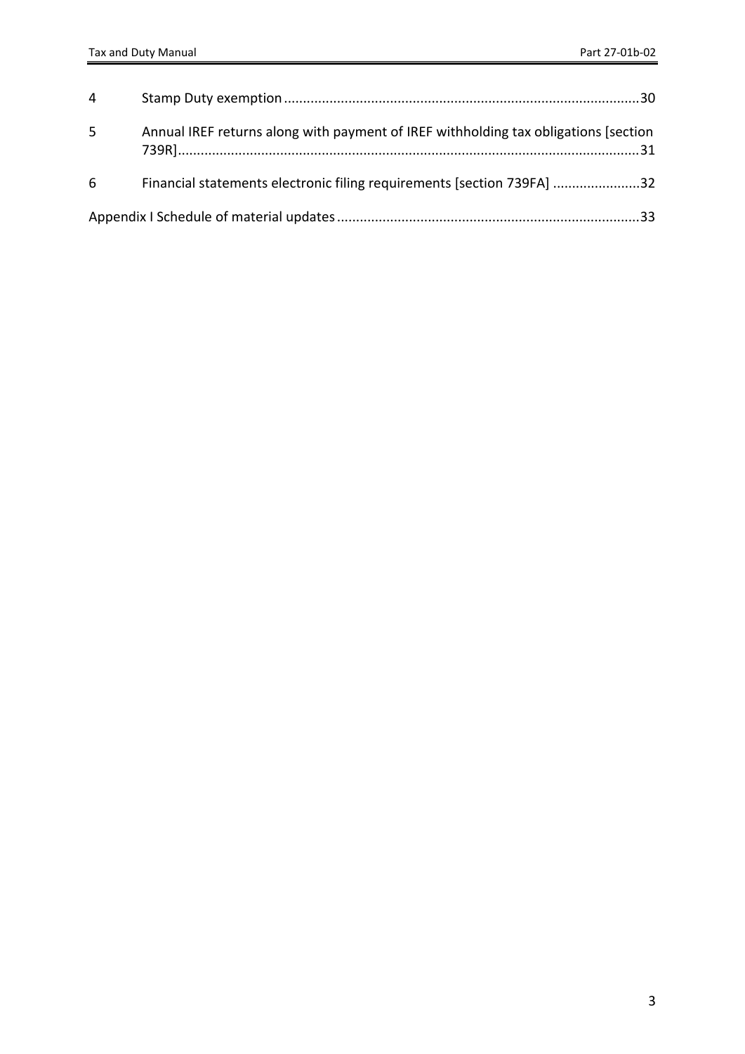4 Stamp Duty exemption ..... 30

5 Annual IREF returns along with payment of IREF withholding tax obligations [section 739R] ..... 31

6 Financial statements electronic filing requirements [section 739FA] ..... 32

Appendix I Schedule of material updates ..... 33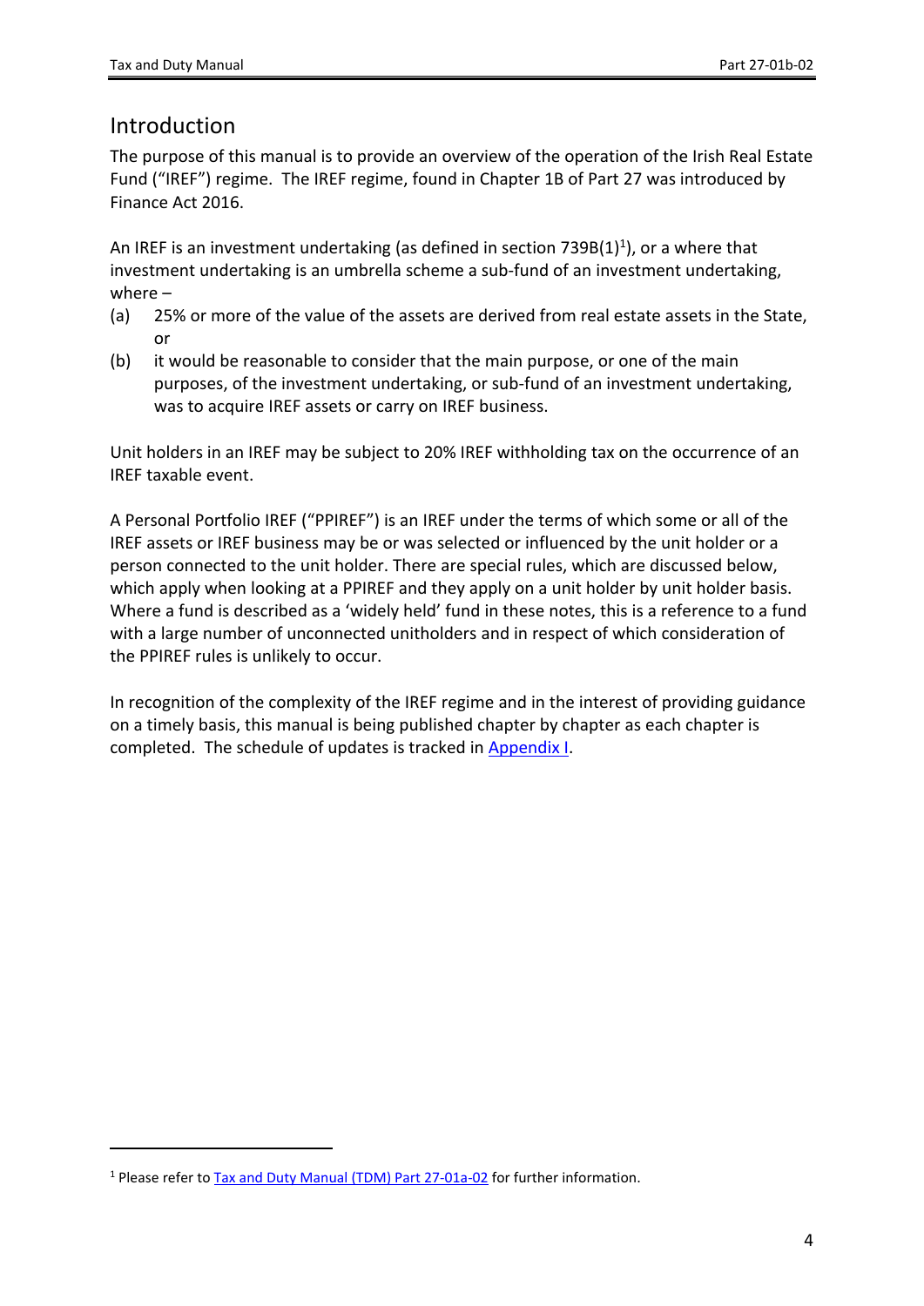# Introduction

The purpose of this manual is to provide an overview of the operation of the Irish Real Estate Fund ("IREF") regime. The IREF regime, found in Chapter 1B of Part 27 was introduced by Finance Act 2016.

An IREF is an investment undertaking (as defined in section 739B(1)[1]), or a where that investment undertaking is an umbrella scheme a sub-fund of an investment undertaking, where –

(a) 25% or more of the value of the assets are derived from real estate assets in the State, or

(b) it would be reasonable to consider that the main purpose, or one of the main purposes, of the investment undertaking, or sub-fund of an investment undertaking, was to acquire IREF assets or carry on IREF business.

Unit holders in an IREF may be subject to 20% IREF withholding tax on the occurrence of an IREF taxable event.

A Personal Portfolio IREF ("PPIREF") is an IREF under the terms of which some or all of the IREF assets or IREF business may be or was selected or influenced by the unit holder or a person connected to the unit holder. There are special rules, which are discussed below, which apply when looking at a PPIREF and they apply on a unit holder by unit holder basis. Where a fund is described as a 'widely held' fund in these notes, this is a reference to a fund with a large number of unconnected unitholders and in respect of which consideration of the PPIREF rules is unlikely to occur.

In recognition of the complexity of the IREF regime and in the interest of providing guidance on a timely basis, this manual is being published chapter by chapter as each chapter is completed. The schedule of updates is tracked in Appendix I.

---

[1] Please refer to Tax and Duty Manual (TDM) Part 27-01a-02 for further information.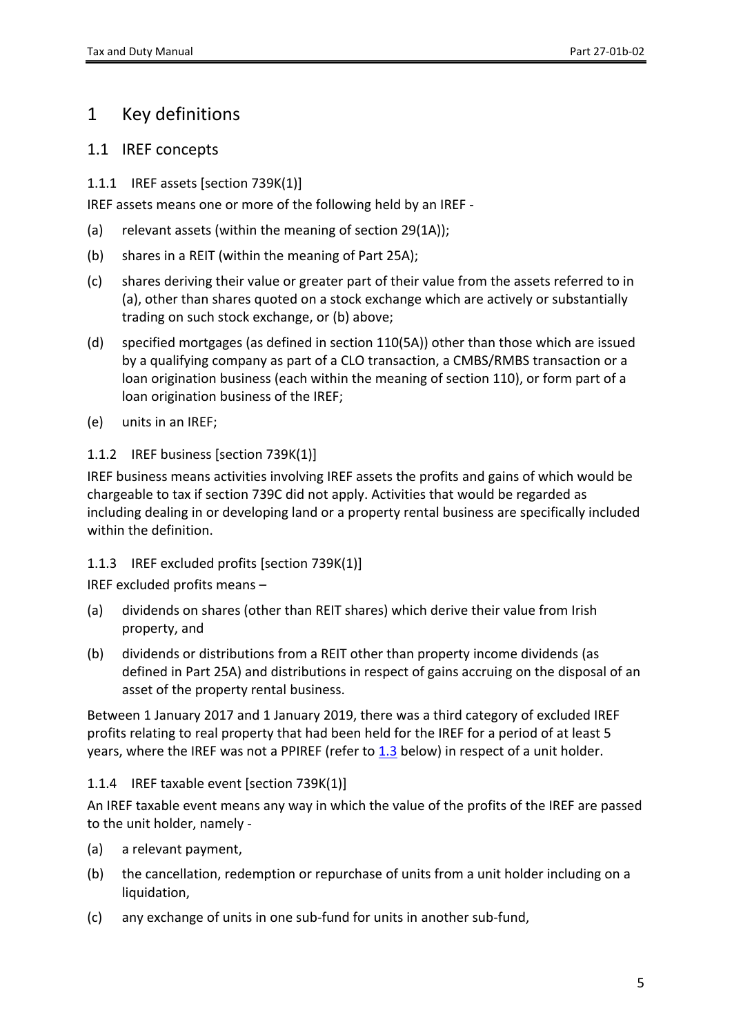# 1 Key definitions

## 1.1 IREF concepts

### 1.1.1 IREF assets [section 739K(1)]

IREF assets means one or more of the following held by an IREF -

(a) relevant assets (within the meaning of section 29(1A));

(b) shares in a REIT (within the meaning of Part 25A);

(c) shares deriving their value or greater part of their value from the assets referred to in (a), other than shares quoted on a stock exchange which are actively or substantially trading on such stock exchange, or (b) above;

(d) specified mortgages (as defined in section 110(5A)) other than those which are issued by a qualifying company as part of a CLO transaction, a CMBS/RMBS transaction or a loan origination business (each within the meaning of section 110), or form part of a loan origination business of the IREF;

(e) units in an IREF;

### 1.1.2 IREF business [section 739K(1)]

IREF business means activities involving IREF assets the profits and gains of which would be chargeable to tax if section 739C did not apply. Activities that would be regarded as including dealing in or developing land or a property rental business are specifically included within the definition.

### 1.1.3 IREF excluded profits [section 739K(1)]

IREF excluded profits means –

(a) dividends on shares (other than REIT shares) which derive their value from Irish property, and

(b) dividends or distributions from a REIT other than property income dividends (as defined in Part 25A) and distributions in respect of gains accruing on the disposal of an asset of the property rental business.

Between 1 January 2017 and 1 January 2019, there was a third category of excluded IREF profits relating to real property that had been held for the IREF for a period of at least 5 years, where the IREF was not a PPIREF (refer to 1.3 below) in respect of a unit holder.

### 1.1.4 IREF taxable event [section 739K(1)]

An IREF taxable event means any way in which the value of the profits of the IREF are passed to the unit holder, namely -

(a) a relevant payment,

(b) the cancellation, redemption or repurchase of units from a unit holder including on a liquidation,

(c) any exchange of units in one sub-fund for units in another sub-fund,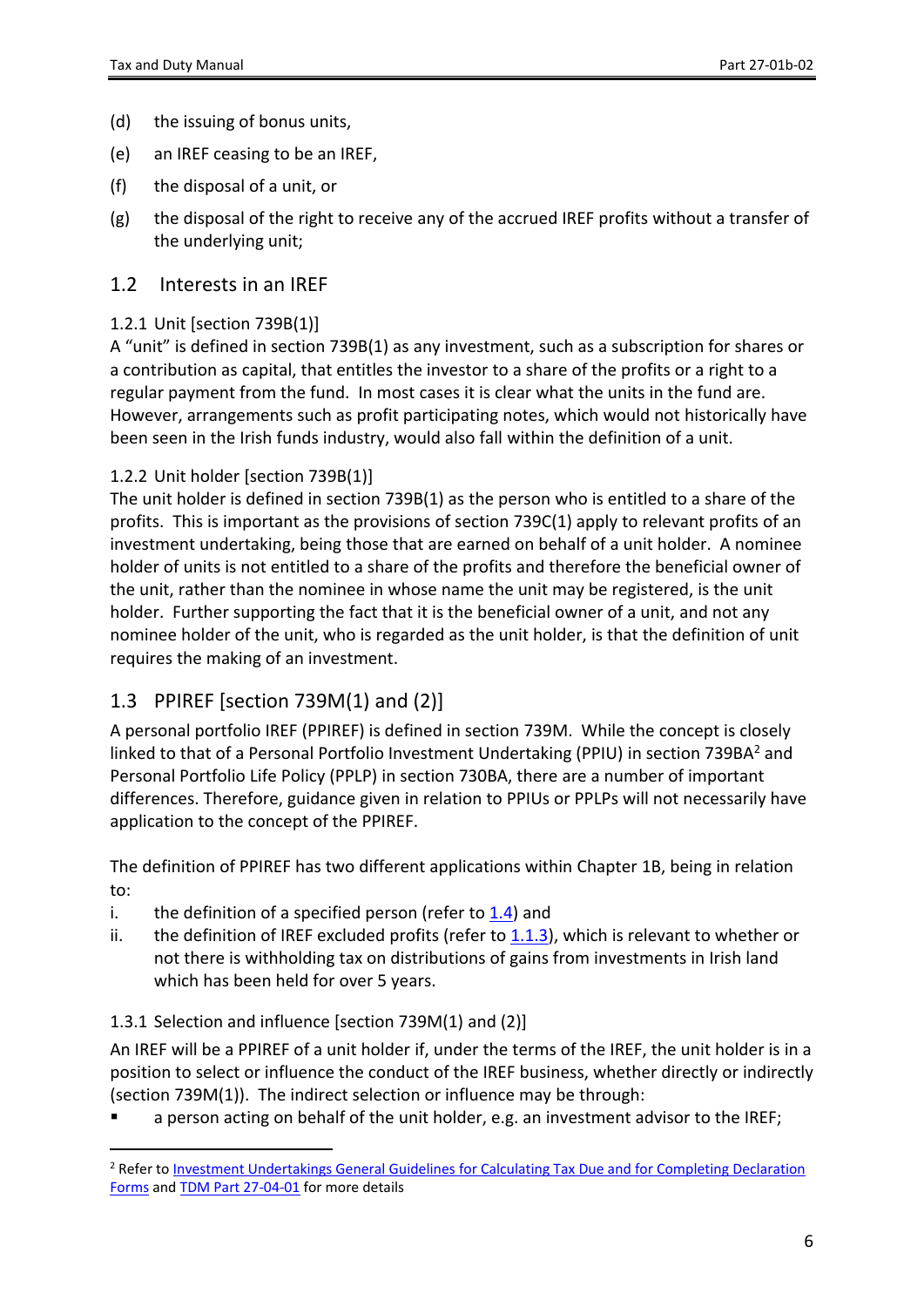(d) the issuing of bonus units,

(e) an IREF ceasing to be an IREF,

(f) the disposal of a unit, or

(g) the disposal of the right to receive any of the accrued IREF profits without a transfer of the underlying unit;

## 1.2 Interests in an IREF

### 1.2.1 Unit [section 739B(1)]

A "unit" is defined in section 739B(1) as any investment, such as a subscription for shares or a contribution as capital, that entitles the investor to a share of the profits or a right to a regular payment from the fund. In most cases it is clear what the units in the fund are. However, arrangements such as profit participating notes, which would not historically have been seen in the Irish funds industry, would also fall within the definition of a unit.

### 1.2.2 Unit holder [section 739B(1)]

The unit holder is defined in section 739B(1) as the person who is entitled to a share of the profits. This is important as the provisions of section 739C(1) apply to relevant profits of an investment undertaking, being those that are earned on behalf of a unit holder. A nominee holder of units is not entitled to a share of the profits and therefore the beneficial owner of the unit, rather than the nominee in whose name the unit may be registered, is the unit holder. Further supporting the fact that it is the beneficial owner of a unit, and not any nominee holder of the unit, who is regarded as the unit holder, is that the definition of unit requires the making of an investment.

## 1.3 PPIREF [section 739M(1) and (2)]

A personal portfolio IREF (PPIREF) is defined in section 739M. While the concept is closely linked to that of a Personal Portfolio Investment Undertaking (PPIU) in section 739BA[2] and Personal Portfolio Life Policy (PPLP) in section 730BA, there are a number of important differences. Therefore, guidance given in relation to PPIUs or PPLPs will not necessarily have application to the concept of the PPIREF.

The definition of PPIREF has two different applications within Chapter 1B, being in relation to:

i. the definition of a specified person (refer to 1.4) and
ii. the definition of IREF excluded profits (refer to 1.1.3), which is relevant to whether or not there is withholding tax on distributions of gains from investments in Irish land which has been held for over 5 years.

### 1.3.1 Selection and influence [section 739M(1) and (2)]

An IREF will be a PPIREF of a unit holder if, under the terms of the IREF, the unit holder is in a position to select or influence the conduct of the IREF business, whether directly or indirectly (section 739M(1)). The indirect selection or influence may be through:

- a person acting on behalf of the unit holder, e.g. an investment advisor to the IREF;

---

[2] Refer to Investment Undertakings General Guidelines for Calculating Tax Due and for Completing Declaration Forms and TDM Part 27-04-01 for more details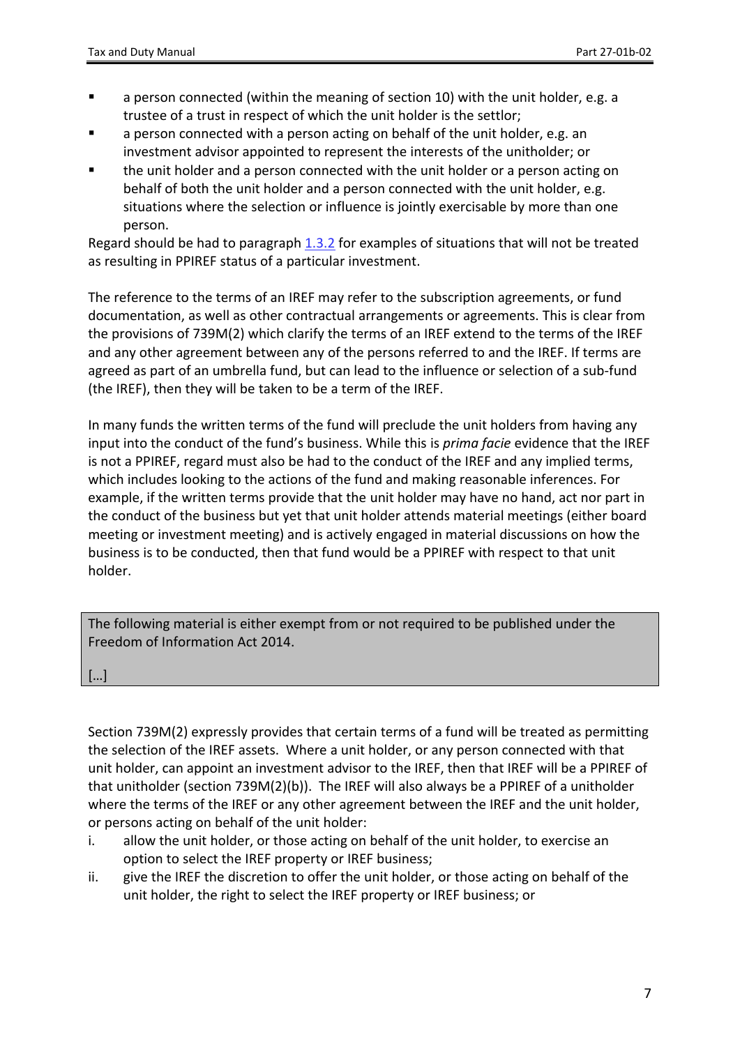- a person connected (within the meaning of section 10) with the unit holder, e.g. a trustee of a trust in respect of which the unit holder is the settlor;
- a person connected with a person acting on behalf of the unit holder, e.g. an investment advisor appointed to represent the interests of the unitholder; or
- the unit holder and a person connected with the unit holder or a person acting on behalf of both the unit holder and a person connected with the unit holder, e.g. situations where the selection or influence is jointly exercisable by more than one person.

Regard should be had to paragraph [1.3.2](#) for examples of situations that will not be treated as resulting in PPIREF status of a particular investment.

The reference to the terms of an IREF may refer to the subscription agreements, or fund documentation, as well as other contractual arrangements or agreements. This is clear from the provisions of 739M(2) which clarify the terms of an IREF extend to the terms of the IREF and any other agreement between any of the persons referred to and the IREF. If terms are agreed as part of an umbrella fund, but can lead to the influence or selection of a sub-fund (the IREF), then they will be taken to be a term of the IREF.

In many funds the written terms of the fund will preclude the unit holders from having any input into the conduct of the fund's business. While this is *prima facie* evidence that the IREF is not a PPIREF, regard must also be had to the conduct of the IREF and any implied terms, which includes looking to the actions of the fund and making reasonable inferences. For example, if the written terms provide that the unit holder may have no hand, act nor part in the conduct of the business but yet that unit holder attends material meetings (either board meeting or investment meeting) and is actively engaged in material discussions on how the business is to be conducted, then that fund would be a PPIREF with respect to that unit holder.

> The following material is either exempt from or not required to be published under the Freedom of Information Act 2014.
>
> […]

Section 739M(2) expressly provides that certain terms of a fund will be treated as permitting the selection of the IREF assets. Where a unit holder, or any person connected with that unit holder, can appoint an investment advisor to the IREF, then that IREF will be a PPIREF of that unitholder (section 739M(2)(b)). The IREF will also always be a PPIREF of a unitholder where the terms of the IREF or any other agreement between the IREF and the unit holder, or persons acting on behalf of the unit holder:

i. allow the unit holder, or those acting on behalf of the unit holder, to exercise an option to select the IREF property or IREF business;
ii. give the IREF the discretion to offer the unit holder, or those acting on behalf of the unit holder, the right to select the IREF property or IREF business; or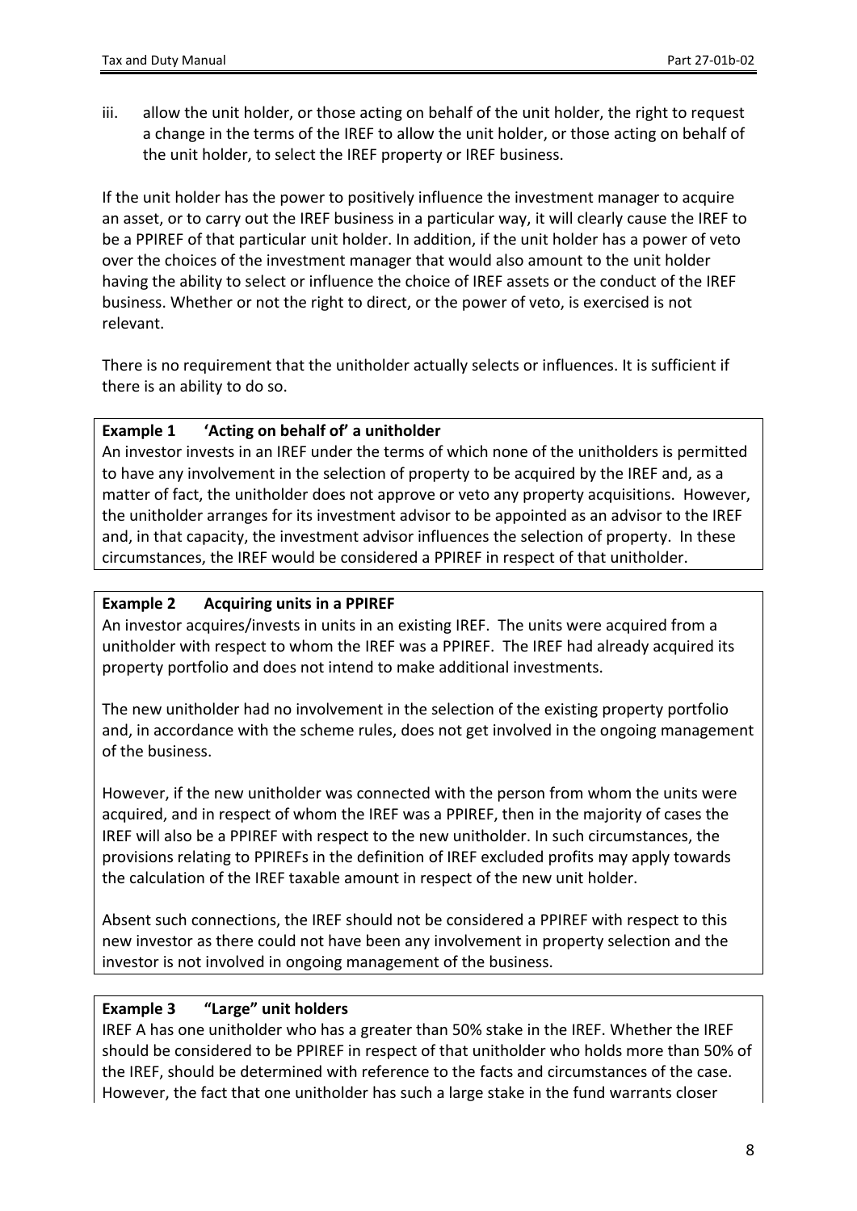iii. allow the unit holder, or those acting on behalf of the unit holder, the right to request a change in the terms of the IREF to allow the unit holder, or those acting on behalf of the unit holder, to select the IREF property or IREF business.

If the unit holder has the power to positively influence the investment manager to acquire an asset, or to carry out the IREF business in a particular way, it will clearly cause the IREF to be a PPIREF of that particular unit holder. In addition, if the unit holder has a power of veto over the choices of the investment manager that would also amount to the unit holder having the ability to select or influence the choice of IREF assets or the conduct of the IREF business. Whether or not the right to direct, or the power of veto, is exercised is not relevant.

There is no requirement that the unitholder actually selects or influences. It is sufficient if there is an ability to do so.

**Example 1 'Acting on behalf of' a unitholder**

An investor invests in an IREF under the terms of which none of the unitholders is permitted to have any involvement in the selection of property to be acquired by the IREF and, as a matter of fact, the unitholder does not approve or veto any property acquisitions. However, the unitholder arranges for its investment advisor to be appointed as an advisor to the IREF and, in that capacity, the investment advisor influences the selection of property. In these circumstances, the IREF would be considered a PPIREF in respect of that unitholder.

**Example 2 Acquiring units in a PPIREF**

An investor acquires/invests in units in an existing IREF. The units were acquired from a unitholder with respect to whom the IREF was a PPIREF. The IREF had already acquired its property portfolio and does not intend to make additional investments.

The new unitholder had no involvement in the selection of the existing property portfolio and, in accordance with the scheme rules, does not get involved in the ongoing management of the business.

However, if the new unitholder was connected with the person from whom the units were acquired, and in respect of whom the IREF was a PPIREF, then in the majority of cases the IREF will also be a PPIREF with respect to the new unitholder. In such circumstances, the provisions relating to PPIREFs in the definition of IREF excluded profits may apply towards the calculation of the IREF taxable amount in respect of the new unit holder.

Absent such connections, the IREF should not be considered a PPIREF with respect to this new investor as there could not have been any involvement in property selection and the investor is not involved in ongoing management of the business.

**Example 3 "Large" unit holders**

IREF A has one unitholder who has a greater than 50% stake in the IREF. Whether the IREF should be considered to be PPIREF in respect of that unitholder who holds more than 50% of the IREF, should be determined with reference to the facts and circumstances of the case. However, the fact that one unitholder has such a large stake in the fund warrants closer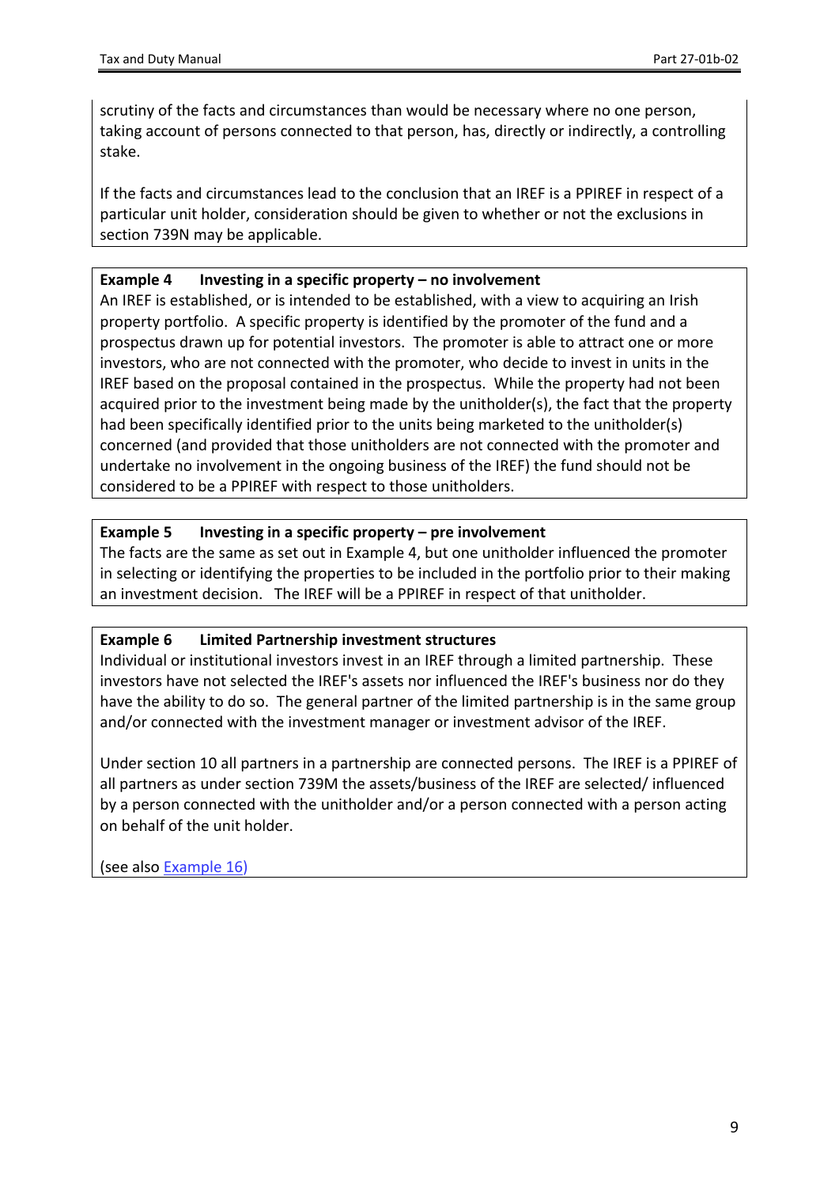scrutiny of the facts and circumstances than would be necessary where no one person, taking account of persons connected to that person, has, directly or indirectly, a controlling stake.

If the facts and circumstances lead to the conclusion that an IREF is a PPIREF in respect of a particular unit holder, consideration should be given to whether or not the exclusions in section 739N may be applicable.

**Example 4 Investing in a specific property – no involvement**

An IREF is established, or is intended to be established, with a view to acquiring an Irish property portfolio. A specific property is identified by the promoter of the fund and a prospectus drawn up for potential investors. The promoter is able to attract one or more investors, who are not connected with the promoter, who decide to invest in units in the IREF based on the proposal contained in the prospectus. While the property had not been acquired prior to the investment being made by the unitholder(s), the fact that the property had been specifically identified prior to the units being marketed to the unitholder(s) concerned (and provided that those unitholders are not connected with the promoter and undertake no involvement in the ongoing business of the IREF) the fund should not be considered to be a PPIREF with respect to those unitholders.

**Example 5 Investing in a specific property – pre involvement**

The facts are the same as set out in Example 4, but one unitholder influenced the promoter in selecting or identifying the properties to be included in the portfolio prior to their making an investment decision. The IREF will be a PPIREF in respect of that unitholder.

**Example 6 Limited Partnership investment structures**

Individual or institutional investors invest in an IREF through a limited partnership. These investors have not selected the IREF's assets nor influenced the IREF's business nor do they have the ability to do so. The general partner of the limited partnership is in the same group and/or connected with the investment manager or investment advisor of the IREF.

Under section 10 all partners in a partnership are connected persons. The IREF is a PPIREF of all partners as under section 739M the assets/business of the IREF are selected/ influenced by a person connected with the unitholder and/or a person connected with a person acting on behalf of the unit holder.

(see also Example 16)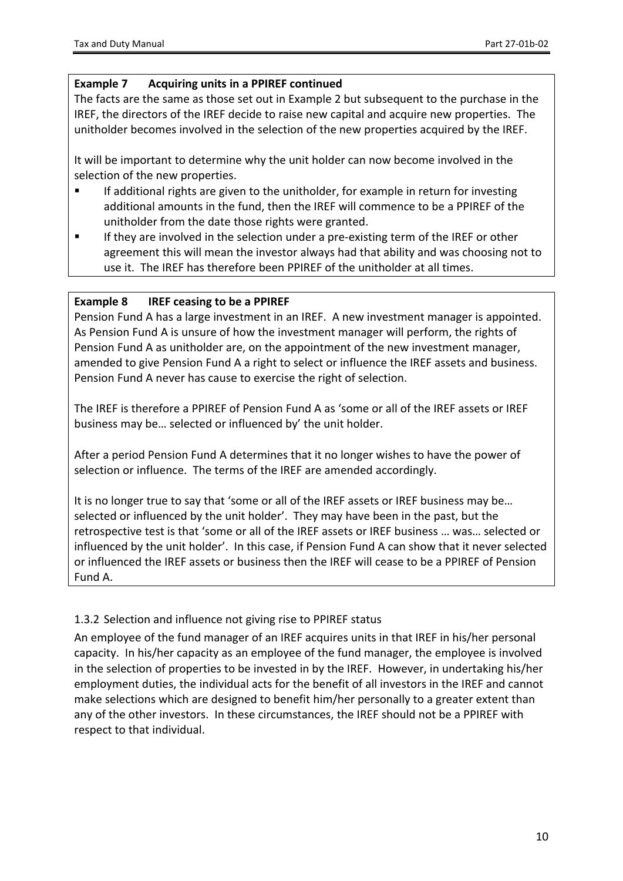**Example 7 Acquiring units in a PPIREF continued**

The facts are the same as those set out in Example 2 but subsequent to the purchase in the IREF, the directors of the IREF decide to raise new capital and acquire new properties. The unitholder becomes involved in the selection of the new properties acquired by the IREF.

It will be important to determine why the unit holder can now become involved in the selection of the new properties.

- If additional rights are given to the unitholder, for example in return for investing additional amounts in the fund, then the IREF will commence to be a PPIREF of the unitholder from the date those rights were granted.
- If they are involved in the selection under a pre-existing term of the IREF or other agreement this will mean the investor always had that ability and was choosing not to use it. The IREF has therefore been PPIREF of the unitholder at all times.

**Example 8 IREF ceasing to be a PPIREF**

Pension Fund A has a large investment in an IREF. A new investment manager is appointed. As Pension Fund A is unsure of how the investment manager will perform, the rights of Pension Fund A as unitholder are, on the appointment of the new investment manager, amended to give Pension Fund A a right to select or influence the IREF assets and business. Pension Fund A never has cause to exercise the right of selection.

The IREF is therefore a PPIREF of Pension Fund A as 'some or all of the IREF assets or IREF business may be… selected or influenced by' the unit holder.

After a period Pension Fund A determines that it no longer wishes to have the power of selection or influence. The terms of the IREF are amended accordingly.

It is no longer true to say that 'some or all of the IREF assets or IREF business may be… selected or influenced by the unit holder'. They may have been in the past, but the retrospective test is that 'some or all of the IREF assets or IREF business … was… selected or influenced by the unit holder'. In this case, if Pension Fund A can show that it never selected or influenced the IREF assets or business then the IREF will cease to be a PPIREF of Pension Fund A.

### 1.3.2 Selection and influence not giving rise to PPIREF status

An employee of the fund manager of an IREF acquires units in that IREF in his/her personal capacity. In his/her capacity as an employee of the fund manager, the employee is involved in the selection of properties to be invested in by the IREF. However, in undertaking his/her employment duties, the individual acts for the benefit of all investors in the IREF and cannot make selections which are designed to benefit him/her personally to a greater extent than any of the other investors. In these circumstances, the IREF should not be a PPIREF with respect to that individual.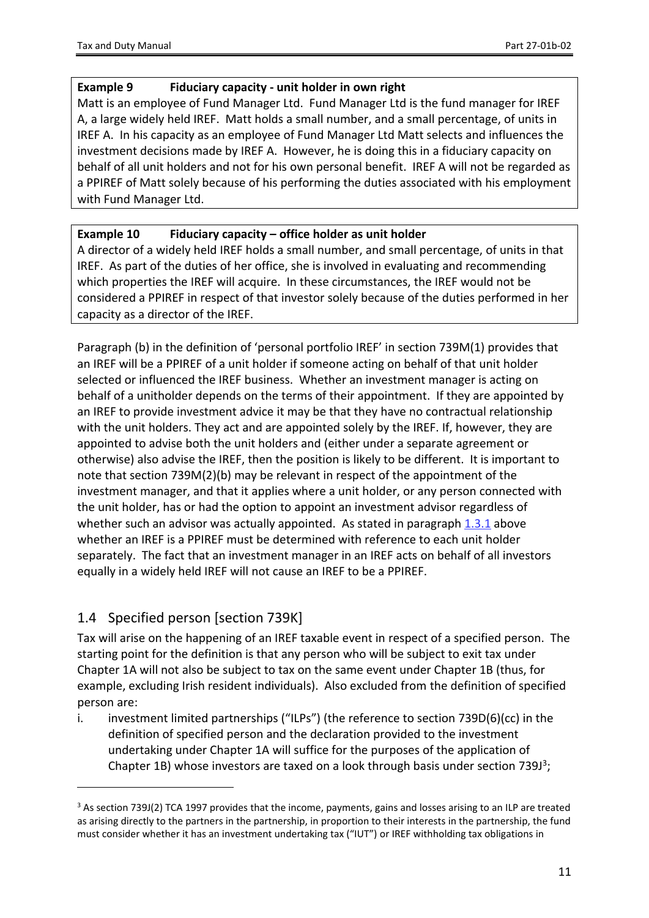**Example 9 Fiduciary capacity - unit holder in own right**

Matt is an employee of Fund Manager Ltd. Fund Manager Ltd is the fund manager for IREF A, a large widely held IREF. Matt holds a small number, and a small percentage, of units in IREF A. In his capacity as an employee of Fund Manager Ltd Matt selects and influences the investment decisions made by IREF A. However, he is doing this in a fiduciary capacity on behalf of all unit holders and not for his own personal benefit. IREF A will not be regarded as a PPIREF of Matt solely because of his performing the duties associated with his employment with Fund Manager Ltd.

**Example 10 Fiduciary capacity – office holder as unit holder**

A director of a widely held IREF holds a small number, and small percentage, of units in that IREF. As part of the duties of her office, she is involved in evaluating and recommending which properties the IREF will acquire. In these circumstances, the IREF would not be considered a PPIREF in respect of that investor solely because of the duties performed in her capacity as a director of the IREF.

Paragraph (b) in the definition of 'personal portfolio IREF' in section 739M(1) provides that an IREF will be a PPIREF of a unit holder if someone acting on behalf of that unit holder selected or influenced the IREF business. Whether an investment manager is acting on behalf of a unitholder depends on the terms of their appointment. If they are appointed by an IREF to provide investment advice it may be that they have no contractual relationship with the unit holders. They act and are appointed solely by the IREF. If, however, they are appointed to advise both the unit holders and (either under a separate agreement or otherwise) also advise the IREF, then the position is likely to be different. It is important to note that section 739M(2)(b) may be relevant in respect of the appointment of the investment manager, and that it applies where a unit holder, or any person connected with the unit holder, has or had the option to appoint an investment advisor regardless of whether such an advisor was actually appointed. As stated in paragraph 1.3.1 above whether an IREF is a PPIREF must be determined with reference to each unit holder separately. The fact that an investment manager in an IREF acts on behalf of all investors equally in a widely held IREF will not cause an IREF to be a PPIREF.

## 1.4 Specified person [section 739K]

Tax will arise on the happening of an IREF taxable event in respect of a specified person. The starting point for the definition is that any person who will be subject to exit tax under Chapter 1A will not also be subject to tax on the same event under Chapter 1B (thus, for example, excluding Irish resident individuals). Also excluded from the definition of specified person are:

i. investment limited partnerships ("ILPs") (the reference to section 739D(6)(cc) in the definition of specified person and the declaration provided to the investment undertaking under Chapter 1A will suffice for the purposes of the application of Chapter 1B) whose investors are taxed on a look through basis under section 739J[3];

[3] As section 739J(2) TCA 1997 provides that the income, payments, gains and losses arising to an ILP are treated as arising directly to the partners in the partnership, in proportion to their interests in the partnership, the fund must consider whether it has an investment undertaking tax ("IUT") or IREF withholding tax obligations in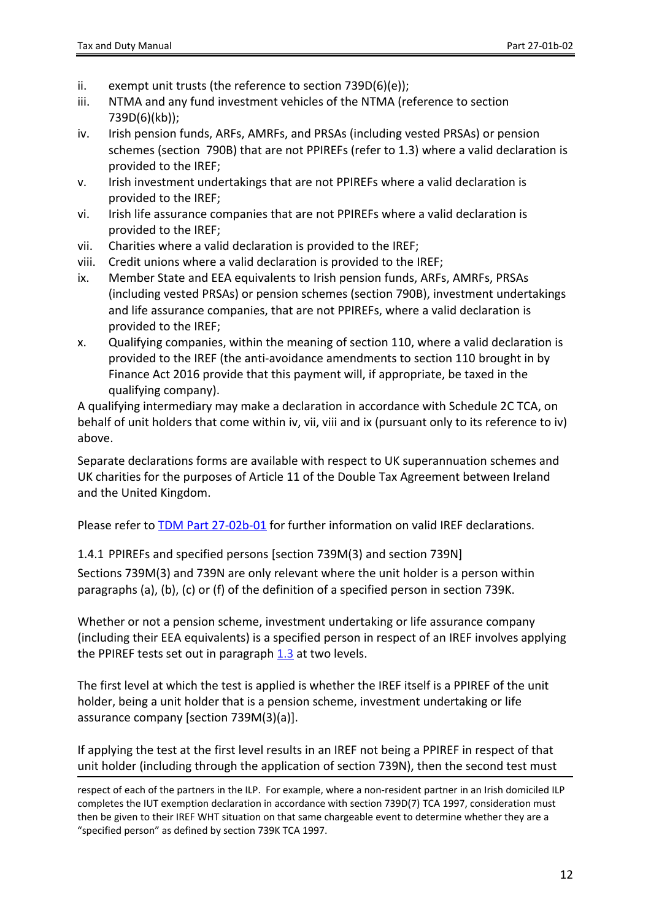ii. exempt unit trusts (the reference to section 739D(6)(e));
iii. NTMA and any fund investment vehicles of the NTMA (reference to section 739D(6)(kb));
iv. Irish pension funds, ARFs, AMRFs, and PRSAs (including vested PRSAs) or pension schemes (section 790B) that are not PPIREFs (refer to 1.3) where a valid declaration is provided to the IREF;
v. Irish investment undertakings that are not PPIREFs where a valid declaration is provided to the IREF;
vi. Irish life assurance companies that are not PPIREFs where a valid declaration is provided to the IREF;
vii. Charities where a valid declaration is provided to the IREF;
viii. Credit unions where a valid declaration is provided to the IREF;
ix. Member State and EEA equivalents to Irish pension funds, ARFs, AMRFs, PRSAs (including vested PRSAs) or pension schemes (section 790B), investment undertakings and life assurance companies, that are not PPIREFs, where a valid declaration is provided to the IREF;
x. Qualifying companies, within the meaning of section 110, where a valid declaration is provided to the IREF (the anti-avoidance amendments to section 110 brought in by Finance Act 2016 provide that this payment will, if appropriate, be taxed in the qualifying company).

A qualifying intermediary may make a declaration in accordance with Schedule 2C TCA, on behalf of unit holders that come within iv, vii, viii and ix (pursuant only to its reference to iv) above.

Separate declarations forms are available with respect to UK superannuation schemes and UK charities for the purposes of Article 11 of the Double Tax Agreement between Ireland and the United Kingdom.

Please refer to TDM Part 27-02b-01 for further information on valid IREF declarations.

### 1.4.1 PPIREFs and specified persons [section 739M(3) and section 739N]

Sections 739M(3) and 739N are only relevant where the unit holder is a person within paragraphs (a), (b), (c) or (f) of the definition of a specified person in section 739K.

Whether or not a pension scheme, investment undertaking or life assurance company (including their EEA equivalents) is a specified person in respect of an IREF involves applying the PPIREF tests set out in paragraph 1.3 at two levels.

The first level at which the test is applied is whether the IREF itself is a PPIREF of the unit holder, being a unit holder that is a pension scheme, investment undertaking or life assurance company [section 739M(3)(a)].

If applying the test at the first level results in an IREF not being a PPIREF in respect of that unit holder (including through the application of section 739N), then the second test must

respect of each of the partners in the ILP. For example, where a non-resident partner in an Irish domiciled ILP completes the IUT exemption declaration in accordance with section 739D(7) TCA 1997, consideration must then be given to their IREF WHT situation on that same chargeable event to determine whether they are a "specified person" as defined by section 739K TCA 1997.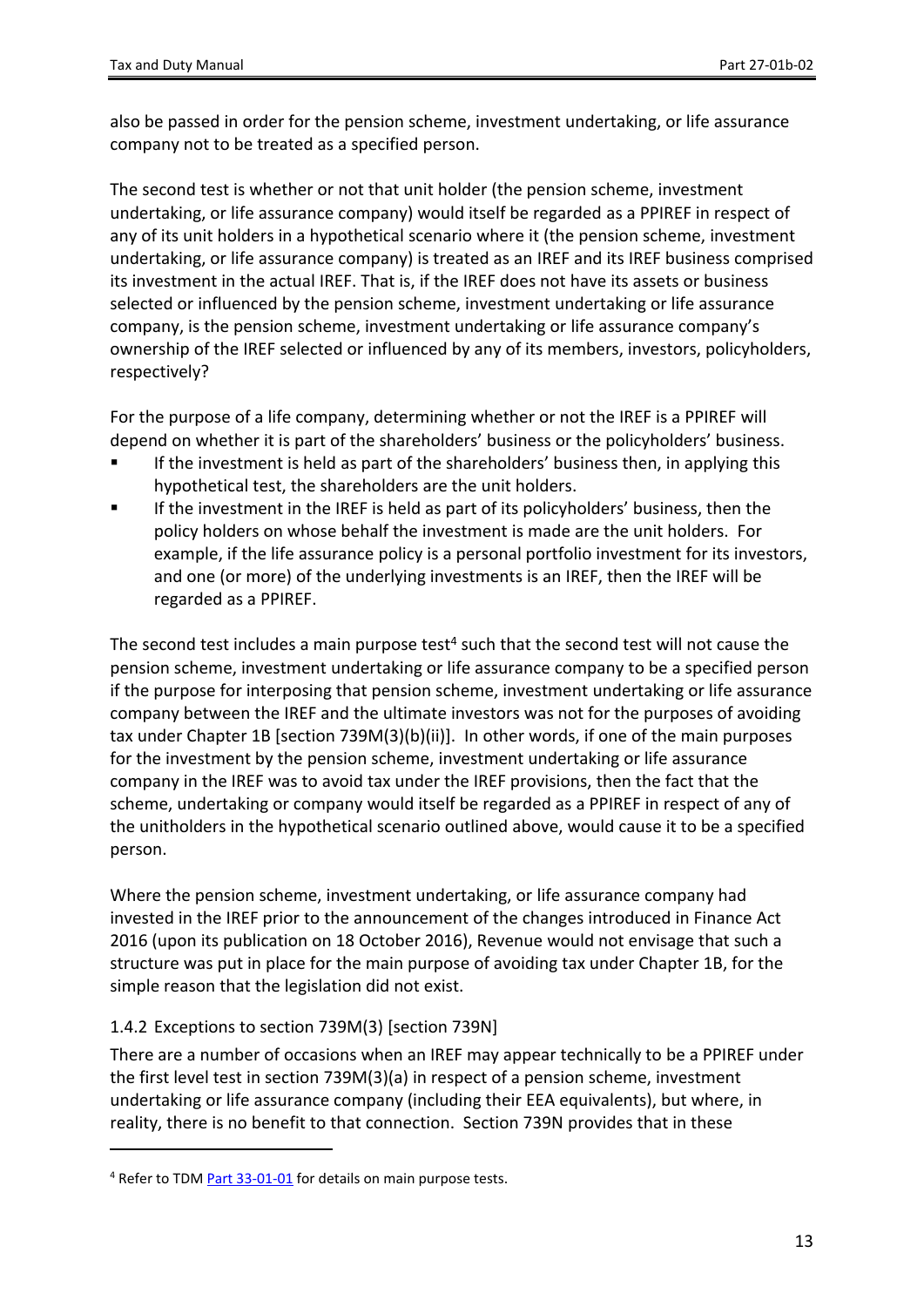also be passed in order for the pension scheme, investment undertaking, or life assurance company not to be treated as a specified person.

The second test is whether or not that unit holder (the pension scheme, investment undertaking, or life assurance company) would itself be regarded as a PPIREF in respect of any of its unit holders in a hypothetical scenario where it (the pension scheme, investment undertaking, or life assurance company) is treated as an IREF and its IREF business comprised its investment in the actual IREF. That is, if the IREF does not have its assets or business selected or influenced by the pension scheme, investment undertaking or life assurance company, is the pension scheme, investment undertaking or life assurance company's ownership of the IREF selected or influenced by any of its members, investors, policyholders, respectively?

For the purpose of a life company, determining whether or not the IREF is a PPIREF will depend on whether it is part of the shareholders' business or the policyholders' business.

- If the investment is held as part of the shareholders' business then, in applying this hypothetical test, the shareholders are the unit holders.
- If the investment in the IREF is held as part of its policyholders' business, then the policy holders on whose behalf the investment is made are the unit holders. For example, if the life assurance policy is a personal portfolio investment for its investors, and one (or more) of the underlying investments is an IREF, then the IREF will be regarded as a PPIREF.

The second test includes a main purpose test[4] such that the second test will not cause the pension scheme, investment undertaking or life assurance company to be a specified person if the purpose for interposing that pension scheme, investment undertaking or life assurance company between the IREF and the ultimate investors was not for the purposes of avoiding tax under Chapter 1B [section 739M(3)(b)(ii)]. In other words, if one of the main purposes for the investment by the pension scheme, investment undertaking or life assurance company in the IREF was to avoid tax under the IREF provisions, then the fact that the scheme, undertaking or company would itself be regarded as a PPIREF in respect of any of the unitholders in the hypothetical scenario outlined above, would cause it to be a specified person.

Where the pension scheme, investment undertaking, or life assurance company had invested in the IREF prior to the announcement of the changes introduced in Finance Act 2016 (upon its publication on 18 October 2016), Revenue would not envisage that such a structure was put in place for the main purpose of avoiding tax under Chapter 1B, for the simple reason that the legislation did not exist.

### 1.4.2 Exceptions to section 739M(3) [section 739N]

There are a number of occasions when an IREF may appear technically to be a PPIREF under the first level test in section 739M(3)(a) in respect of a pension scheme, investment undertaking or life assurance company (including their EEA equivalents), but where, in reality, there is no benefit to that connection. Section 739N provides that in these

[4] Refer to TDM Part 33-01-01 for details on main purpose tests.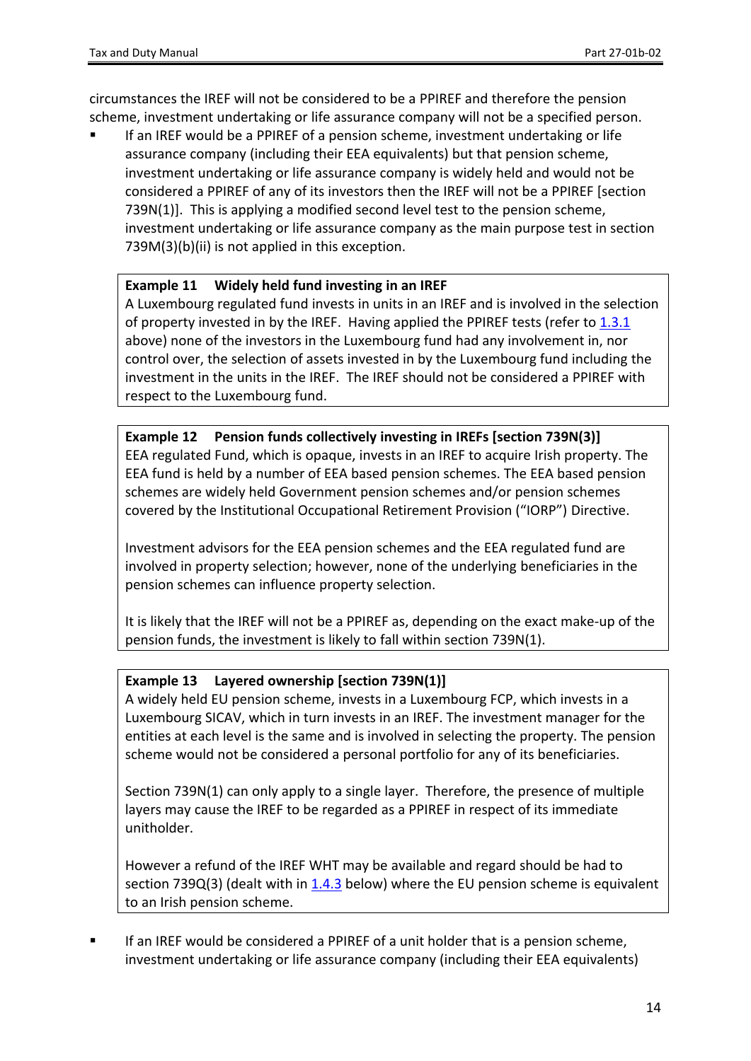circumstances the IREF will not be considered to be a PPIREF and therefore the pension scheme, investment undertaking or life assurance company will not be a specified person.

- If an IREF would be a PPIREF of a pension scheme, investment undertaking or life assurance company (including their EEA equivalents) but that pension scheme, investment undertaking or life assurance company is widely held and would not be considered a PPIREF of any of its investors then the IREF will not be a PPIREF [section 739N(1)]. This is applying a modified second level test to the pension scheme, investment undertaking or life assurance company as the main purpose test in section 739M(3)(b)(ii) is not applied in this exception.

> **Example 11 Widely held fund investing in an IREF**
> A Luxembourg regulated fund invests in units in an IREF and is involved in the selection of property invested in by the IREF. Having applied the PPIREF tests (refer to 1.3.1 above) none of the investors in the Luxembourg fund had any involvement in, nor control over, the selection of assets invested in by the Luxembourg fund including the investment in the units in the IREF. The IREF should not be considered a PPIREF with respect to the Luxembourg fund.

> **Example 12 Pension funds collectively investing in IREFs [section 739N(3)]**
> EEA regulated Fund, which is opaque, invests in an IREF to acquire Irish property. The EEA fund is held by a number of EEA based pension schemes. The EEA based pension schemes are widely held Government pension schemes and/or pension schemes covered by the Institutional Occupational Retirement Provision ("IORP") Directive.
>
> Investment advisors for the EEA pension schemes and the EEA regulated fund are involved in property selection; however, none of the underlying beneficiaries in the pension schemes can influence property selection.
>
> It is likely that the IREF will not be a PPIREF as, depending on the exact make-up of the pension funds, the investment is likely to fall within section 739N(1).

> **Example 13 Layered ownership [section 739N(1)]**
> A widely held EU pension scheme, invests in a Luxembourg FCP, which invests in a Luxembourg SICAV, which in turn invests in an IREF. The investment manager for the entities at each level is the same and is involved in selecting the property. The pension scheme would not be considered a personal portfolio for any of its beneficiaries.
>
> Section 739N(1) can only apply to a single layer. Therefore, the presence of multiple layers may cause the IREF to be regarded as a PPIREF in respect of its immediate unitholder.
>
> However a refund of the IREF WHT may be available and regard should be had to section 739Q(3) (dealt with in 1.4.3 below) where the EU pension scheme is equivalent to an Irish pension scheme.

- If an IREF would be considered a PPIREF of a unit holder that is a pension scheme, investment undertaking or life assurance company (including their EEA equivalents)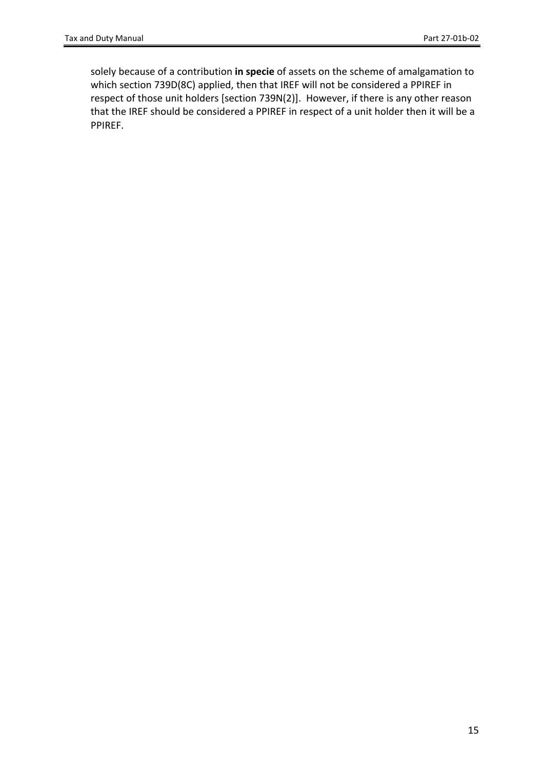solely because of a contribution **in specie** of assets on the scheme of amalgamation to which section 739D(8C) applied, then that IREF will not be considered a PPIREF in respect of those unit holders [section 739N(2)]. However, if there is any other reason that the IREF should be considered a PPIREF in respect of a unit holder then it will be a PPIREF.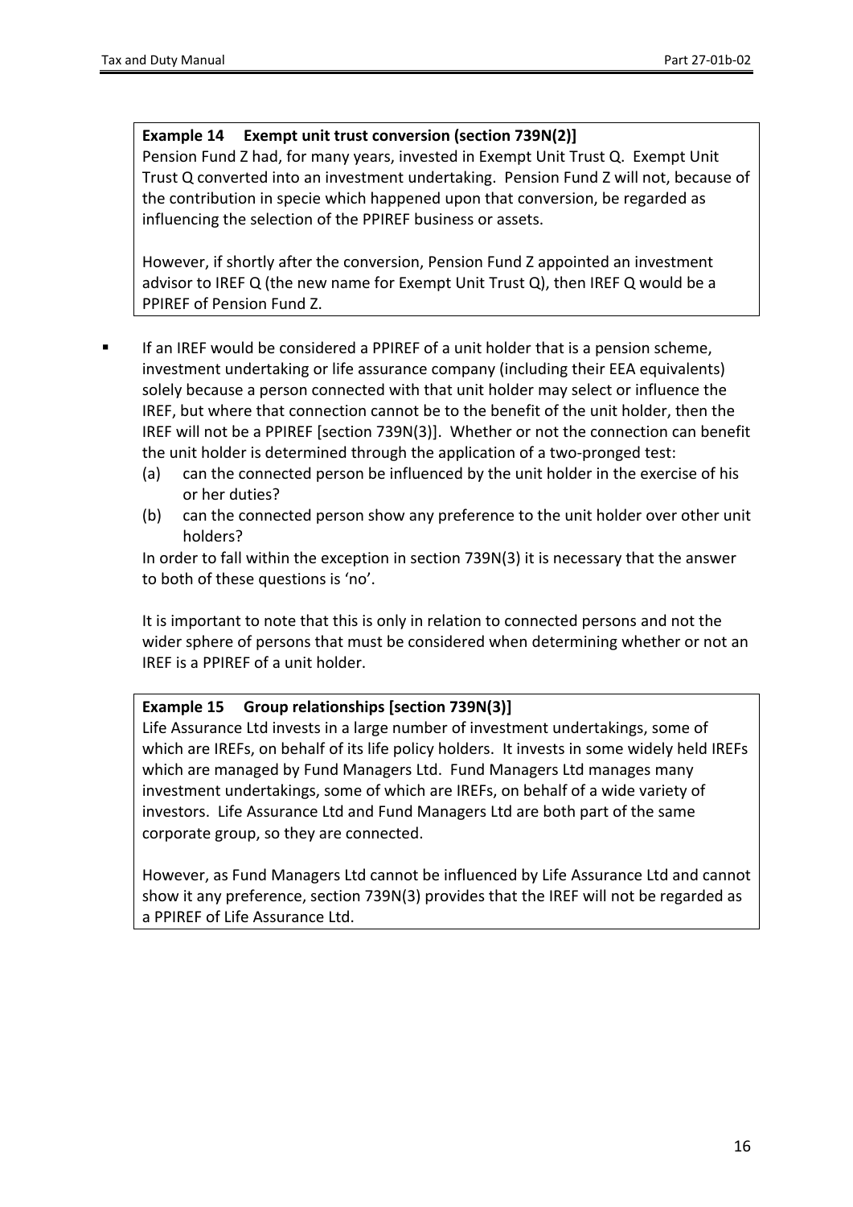**Example 14 Exempt unit trust conversion (section 739N(2)]**

Pension Fund Z had, for many years, invested in Exempt Unit Trust Q. Exempt Unit Trust Q converted into an investment undertaking. Pension Fund Z will not, because of the contribution in specie which happened upon that conversion, be regarded as influencing the selection of the PPIREF business or assets.

However, if shortly after the conversion, Pension Fund Z appointed an investment advisor to IREF Q (the new name for Exempt Unit Trust Q), then IREF Q would be a PPIREF of Pension Fund Z.

- If an IREF would be considered a PPIREF of a unit holder that is a pension scheme, investment undertaking or life assurance company (including their EEA equivalents) solely because a person connected with that unit holder may select or influence the IREF, but where that connection cannot be to the benefit of the unit holder, then the IREF will not be a PPIREF [section 739N(3)]. Whether or not the connection can benefit the unit holder is determined through the application of a two-pronged test:
  - (a) can the connected person be influenced by the unit holder in the exercise of his or her duties?
  - (b) can the connected person show any preference to the unit holder over other unit holders?

  In order to fall within the exception in section 739N(3) it is necessary that the answer to both of these questions is 'no'.

  It is important to note that this is only in relation to connected persons and not the wider sphere of persons that must be considered when determining whether or not an IREF is a PPIREF of a unit holder.

**Example 15 Group relationships [section 739N(3)]**

Life Assurance Ltd invests in a large number of investment undertakings, some of which are IREFs, on behalf of its life policy holders. It invests in some widely held IREFs which are managed by Fund Managers Ltd. Fund Managers Ltd manages many investment undertakings, some of which are IREFs, on behalf of a wide variety of investors. Life Assurance Ltd and Fund Managers Ltd are both part of the same corporate group, so they are connected.

However, as Fund Managers Ltd cannot be influenced by Life Assurance Ltd and cannot show it any preference, section 739N(3) provides that the IREF will not be regarded as a PPIREF of Life Assurance Ltd.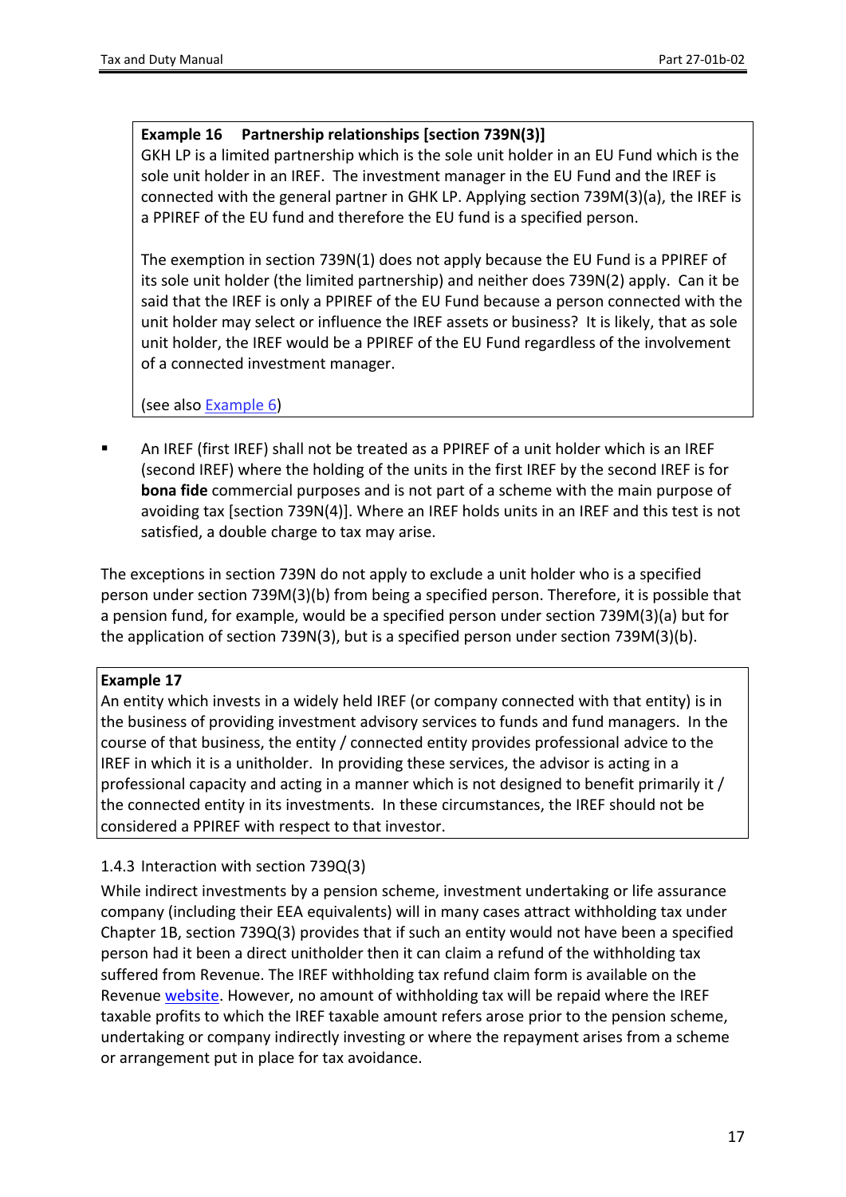**Example 16 Partnership relationships [section 739N(3)]**

GKH LP is a limited partnership which is the sole unit holder in an EU Fund which is the sole unit holder in an IREF. The investment manager in the EU Fund and the IREF is connected with the general partner in GHK LP. Applying section 739M(3)(a), the IREF is a PPIREF of the EU fund and therefore the EU fund is a specified person.

The exemption in section 739N(1) does not apply because the EU Fund is a PPIREF of its sole unit holder (the limited partnership) and neither does 739N(2) apply. Can it be said that the IREF is only a PPIREF of the EU Fund because a person connected with the unit holder may select or influence the IREF assets or business? It is likely, that as sole unit holder, the IREF would be a PPIREF of the EU Fund regardless of the involvement of a connected investment manager.

(see also Example 6)

- An IREF (first IREF) shall not be treated as a PPIREF of a unit holder which is an IREF (second IREF) where the holding of the units in the first IREF by the second IREF is for **bona fide** commercial purposes and is not part of a scheme with the main purpose of avoiding tax [section 739N(4)]. Where an IREF holds units in an IREF and this test is not satisfied, a double charge to tax may arise.

The exceptions in section 739N do not apply to exclude a unit holder who is a specified person under section 739M(3)(b) from being a specified person. Therefore, it is possible that a pension fund, for example, would be a specified person under section 739M(3)(a) but for the application of section 739N(3), but is a specified person under section 739M(3)(b).

**Example 17**

An entity which invests in a widely held IREF (or company connected with that entity) is in the business of providing investment advisory services to funds and fund managers. In the course of that business, the entity / connected entity provides professional advice to the IREF in which it is a unitholder. In providing these services, the advisor is acting in a professional capacity and acting in a manner which is not designed to benefit primarily it / the connected entity in its investments. In these circumstances, the IREF should not be considered a PPIREF with respect to that investor.

### 1.4.3 Interaction with section 739Q(3)

While indirect investments by a pension scheme, investment undertaking or life assurance company (including their EEA equivalents) will in many cases attract withholding tax under Chapter 1B, section 739Q(3) provides that if such an entity would not have been a specified person had it been a direct unitholder then it can claim a refund of the withholding tax suffered from Revenue. The IREF withholding tax refund claim form is available on the Revenue website. However, no amount of withholding tax will be repaid where the IREF taxable profits to which the IREF taxable amount refers arose prior to the pension scheme, undertaking or company indirectly investing or where the repayment arises from a scheme or arrangement put in place for tax avoidance.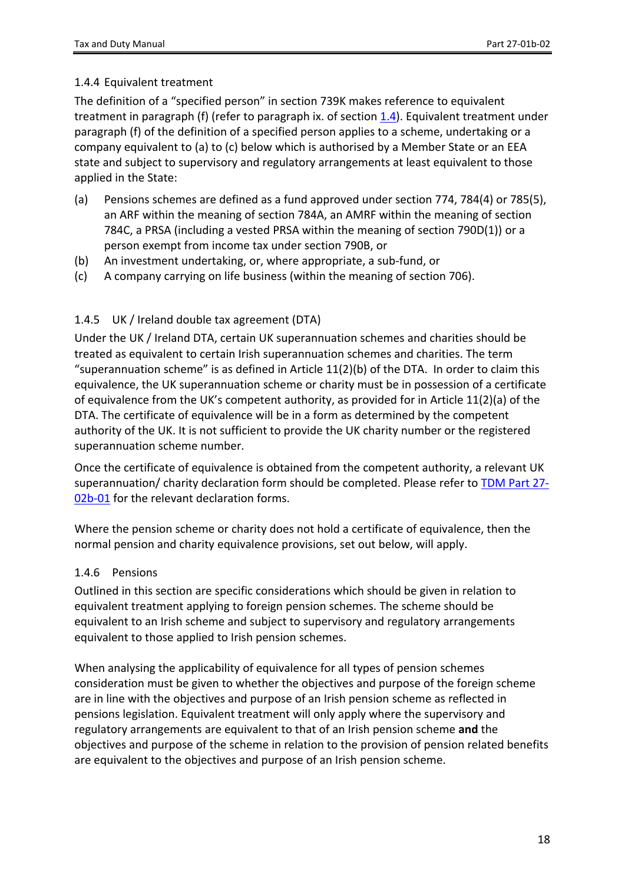### 1.4.4 Equivalent treatment

The definition of a "specified person" in section 739K makes reference to equivalent treatment in paragraph (f) (refer to paragraph ix. of section 1.4). Equivalent treatment under paragraph (f) of the definition of a specified person applies to a scheme, undertaking or a company equivalent to (a) to (c) below which is authorised by a Member State or an EEA state and subject to supervisory and regulatory arrangements at least equivalent to those applied in the State:

(a) Pensions schemes are defined as a fund approved under section 774, 784(4) or 785(5), an ARF within the meaning of section 784A, an AMRF within the meaning of section 784C, a PRSA (including a vested PRSA within the meaning of section 790D(1)) or a person exempt from income tax under section 790B, or

(b) An investment undertaking, or, where appropriate, a sub-fund, or

(c) A company carrying on life business (within the meaning of section 706).

### 1.4.5 UK / Ireland double tax agreement (DTA)

Under the UK / Ireland DTA, certain UK superannuation schemes and charities should be treated as equivalent to certain Irish superannuation schemes and charities. The term "superannuation scheme" is as defined in Article 11(2)(b) of the DTA. In order to claim this equivalence, the UK superannuation scheme or charity must be in possession of a certificate of equivalence from the UK's competent authority, as provided for in Article 11(2)(a) of the DTA. The certificate of equivalence will be in a form as determined by the competent authority of the UK. It is not sufficient to provide the UK charity number or the registered superannuation scheme number.

Once the certificate of equivalence is obtained from the competent authority, a relevant UK superannuation/ charity declaration form should be completed. Please refer to TDM Part 27-02b-01 for the relevant declaration forms.

Where the pension scheme or charity does not hold a certificate of equivalence, then the normal pension and charity equivalence provisions, set out below, will apply.

### 1.4.6 Pensions

Outlined in this section are specific considerations which should be given in relation to equivalent treatment applying to foreign pension schemes. The scheme should be equivalent to an Irish scheme and subject to supervisory and regulatory arrangements equivalent to those applied to Irish pension schemes.

When analysing the applicability of equivalence for all types of pension schemes consideration must be given to whether the objectives and purpose of the foreign scheme are in line with the objectives and purpose of an Irish pension scheme as reflected in pensions legislation. Equivalent treatment will only apply where the supervisory and regulatory arrangements are equivalent to that of an Irish pension scheme **and** the objectives and purpose of the scheme in relation to the provision of pension related benefits are equivalent to the objectives and purpose of an Irish pension scheme.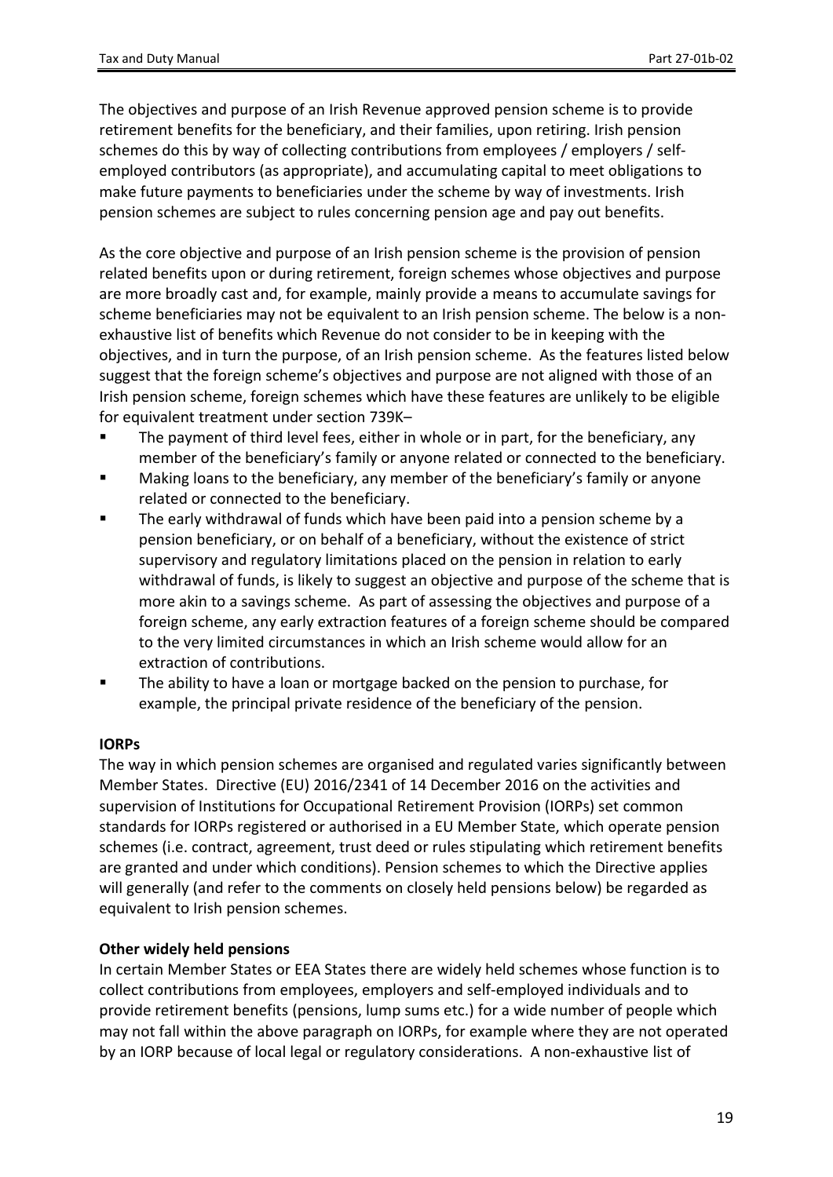The objectives and purpose of an Irish Revenue approved pension scheme is to provide retirement benefits for the beneficiary, and their families, upon retiring. Irish pension schemes do this by way of collecting contributions from employees / employers / self-employed contributors (as appropriate), and accumulating capital to meet obligations to make future payments to beneficiaries under the scheme by way of investments. Irish pension schemes are subject to rules concerning pension age and pay out benefits.

As the core objective and purpose of an Irish pension scheme is the provision of pension related benefits upon or during retirement, foreign schemes whose objectives and purpose are more broadly cast and, for example, mainly provide a means to accumulate savings for scheme beneficiaries may not be equivalent to an Irish pension scheme. The below is a non-exhaustive list of benefits which Revenue do not consider to be in keeping with the objectives, and in turn the purpose, of an Irish pension scheme. As the features listed below suggest that the foreign scheme's objectives and purpose are not aligned with those of an Irish pension scheme, foreign schemes which have these features are unlikely to be eligible for equivalent treatment under section 739K–

- The payment of third level fees, either in whole or in part, for the beneficiary, any member of the beneficiary's family or anyone related or connected to the beneficiary.
- Making loans to the beneficiary, any member of the beneficiary's family or anyone related or connected to the beneficiary.
- The early withdrawal of funds which have been paid into a pension scheme by a pension beneficiary, or on behalf of a beneficiary, without the existence of strict supervisory and regulatory limitations placed on the pension in relation to early withdrawal of funds, is likely to suggest an objective and purpose of the scheme that is more akin to a savings scheme. As part of assessing the objectives and purpose of a foreign scheme, any early extraction features of a foreign scheme should be compared to the very limited circumstances in which an Irish scheme would allow for an extraction of contributions.
- The ability to have a loan or mortgage backed on the pension to purchase, for example, the principal private residence of the beneficiary of the pension.

**IORPs**

The way in which pension schemes are organised and regulated varies significantly between Member States. Directive (EU) 2016/2341 of 14 December 2016 on the activities and supervision of Institutions for Occupational Retirement Provision (IORPs) set common standards for IORPs registered or authorised in a EU Member State, which operate pension schemes (i.e. contract, agreement, trust deed or rules stipulating which retirement benefits are granted and under which conditions). Pension schemes to which the Directive applies will generally (and refer to the comments on closely held pensions below) be regarded as equivalent to Irish pension schemes.

**Other widely held pensions**

In certain Member States or EEA States there are widely held schemes whose function is to collect contributions from employees, employers and self-employed individuals and to provide retirement benefits (pensions, lump sums etc.) for a wide number of people which may not fall within the above paragraph on IORPs, for example where they are not operated by an IORP because of local legal or regulatory considerations. A non-exhaustive list of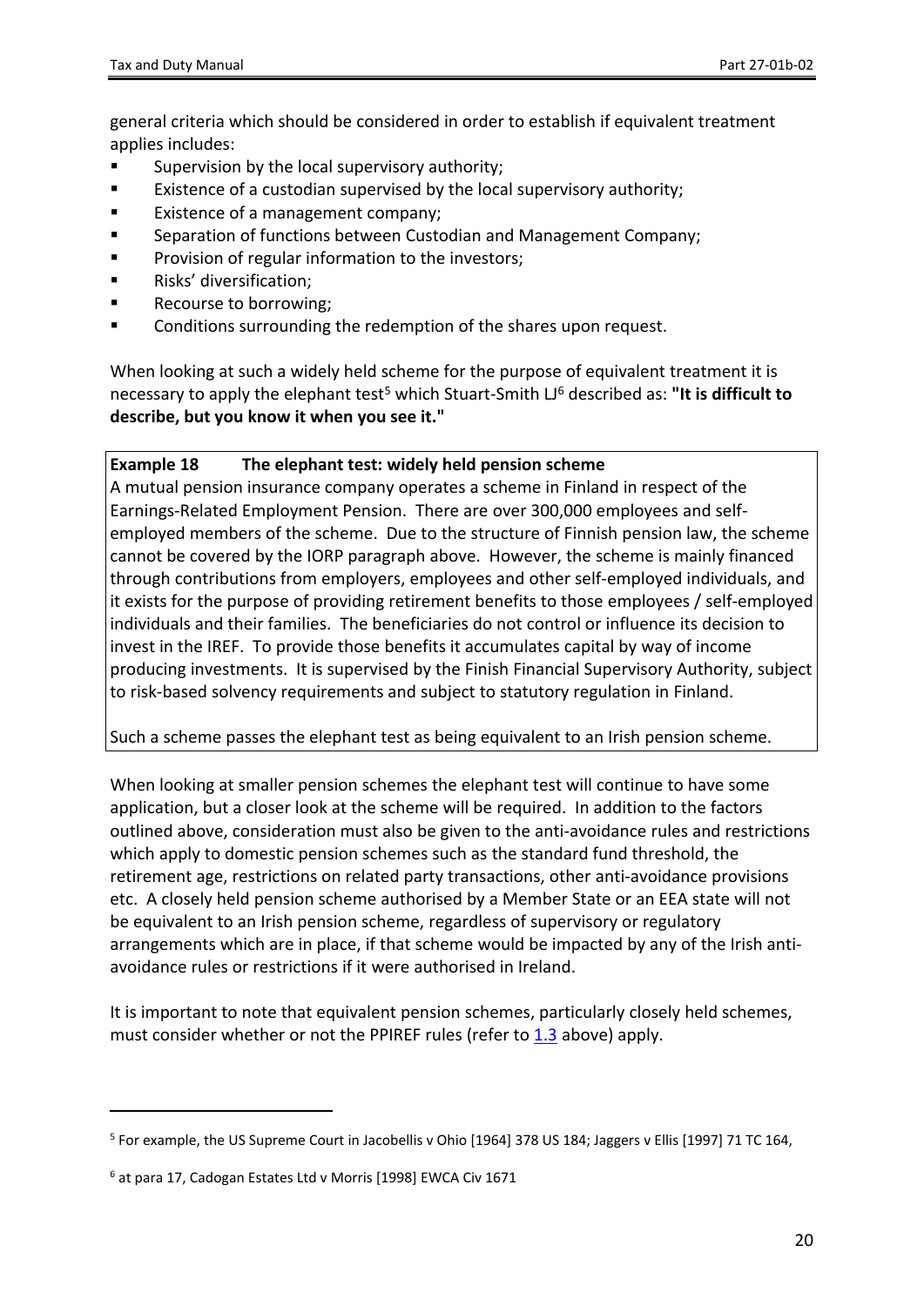general criteria which should be considered in order to establish if equivalent treatment applies includes:

- Supervision by the local supervisory authority;
- Existence of a custodian supervised by the local supervisory authority;
- Existence of a management company;
- Separation of functions between Custodian and Management Company;
- Provision of regular information to the investors;
- Risks' diversification;
- Recourse to borrowing;
- Conditions surrounding the redemption of the shares upon request.

When looking at such a widely held scheme for the purpose of equivalent treatment it is necessary to apply the elephant test[5] which Stuart-Smith LJ[6] described as: **"It is difficult to describe, but you know it when you see it."**

> **Example 18 The elephant test: widely held pension scheme**
>
> A mutual pension insurance company operates a scheme in Finland in respect of the Earnings-Related Employment Pension. There are over 300,000 employees and self-employed members of the scheme. Due to the structure of Finnish pension law, the scheme cannot be covered by the IORP paragraph above. However, the scheme is mainly financed through contributions from employers, employees and other self-employed individuals, and it exists for the purpose of providing retirement benefits to those employees / self-employed individuals and their families. The beneficiaries do not control or influence its decision to invest in the IREF. To provide those benefits it accumulates capital by way of income producing investments. It is supervised by the Finish Financial Supervisory Authority, subject to risk-based solvency requirements and subject to statutory regulation in Finland.
>
> Such a scheme passes the elephant test as being equivalent to an Irish pension scheme.

When looking at smaller pension schemes the elephant test will continue to have some application, but a closer look at the scheme will be required. In addition to the factors outlined above, consideration must also be given to the anti-avoidance rules and restrictions which apply to domestic pension schemes such as the standard fund threshold, the retirement age, restrictions on related party transactions, other anti-avoidance provisions etc. A closely held pension scheme authorised by a Member State or an EEA state will not be equivalent to an Irish pension scheme, regardless of supervisory or regulatory arrangements which are in place, if that scheme would be impacted by any of the Irish anti-avoidance rules or restrictions if it were authorised in Ireland.

It is important to note that equivalent pension schemes, particularly closely held schemes, must consider whether or not the PPIREF rules (refer to 1.3 above) apply.

---

[5] For example, the US Supreme Court in Jacobellis v Ohio [1964] 378 US 184; Jaggers v Ellis [1997] 71 TC 164,

[6] at para 17, Cadogan Estates Ltd v Morris [1998] EWCA Civ 1671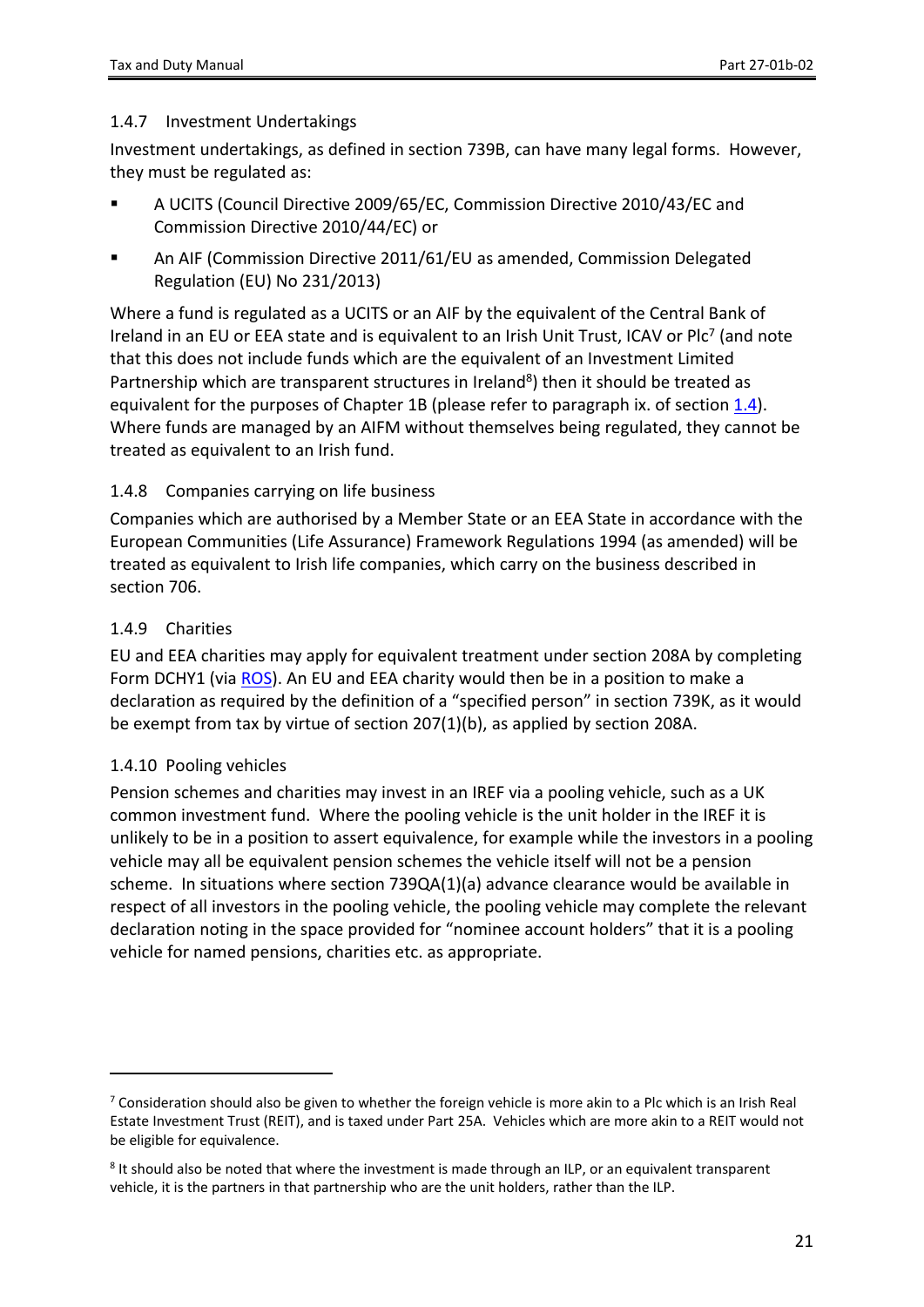### 1.4.7 Investment Undertakings

Investment undertakings, as defined in section 739B, can have many legal forms. However, they must be regulated as:

- A UCITS (Council Directive 2009/65/EC, Commission Directive 2010/43/EC and Commission Directive 2010/44/EC) or
- An AIF (Commission Directive 2011/61/EU as amended, Commission Delegated Regulation (EU) No 231/2013)

Where a fund is regulated as a UCITS or an AIF by the equivalent of the Central Bank of Ireland in an EU or EEA state and is equivalent to an Irish Unit Trust, ICAV or Plc[7] (and note that this does not include funds which are the equivalent of an Investment Limited Partnership which are transparent structures in Ireland[8]) then it should be treated as equivalent for the purposes of Chapter 1B (please refer to paragraph ix. of section 1.4). Where funds are managed by an AIFM without themselves being regulated, they cannot be treated as equivalent to an Irish fund.

### 1.4.8 Companies carrying on life business

Companies which are authorised by a Member State or an EEA State in accordance with the European Communities (Life Assurance) Framework Regulations 1994 (as amended) will be treated as equivalent to Irish life companies, which carry on the business described in section 706.

### 1.4.9 Charities

EU and EEA charities may apply for equivalent treatment under section 208A by completing Form DCHY1 (via ROS). An EU and EEA charity would then be in a position to make a declaration as required by the definition of a "specified person" in section 739K, as it would be exempt from tax by virtue of section 207(1)(b), as applied by section 208A.

### 1.4.10 Pooling vehicles

Pension schemes and charities may invest in an IREF via a pooling vehicle, such as a UK common investment fund. Where the pooling vehicle is the unit holder in the IREF it is unlikely to be in a position to assert equivalence, for example while the investors in a pooling vehicle may all be equivalent pension schemes the vehicle itself will not be a pension scheme. In situations where section 739QA(1)(a) advance clearance would be available in respect of all investors in the pooling vehicle, the pooling vehicle may complete the relevant declaration noting in the space provided for "nominee account holders" that it is a pooling vehicle for named pensions, charities etc. as appropriate.

---

[7] Consideration should also be given to whether the foreign vehicle is more akin to a Plc which is an Irish Real Estate Investment Trust (REIT), and is taxed under Part 25A. Vehicles which are more akin to a REIT would not be eligible for equivalence.

[8] It should also be noted that where the investment is made through an ILP, or an equivalent transparent vehicle, it is the partners in that partnership who are the unit holders, rather than the ILP.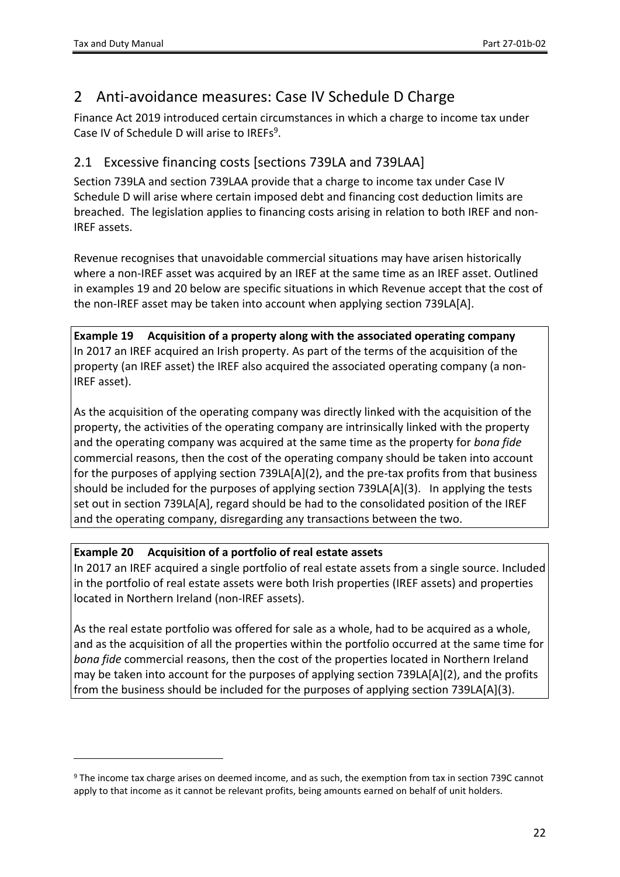# 2 Anti-avoidance measures: Case IV Schedule D Charge

Finance Act 2019 introduced certain circumstances in which a charge to income tax under Case IV of Schedule D will arise to IREFs[9].

## 2.1 Excessive financing costs [sections 739LA and 739LAA]

Section 739LA and section 739LAA provide that a charge to income tax under Case IV Schedule D will arise where certain imposed debt and financing cost deduction limits are breached. The legislation applies to financing costs arising in relation to both IREF and non-IREF assets.

Revenue recognises that unavoidable commercial situations may have arisen historically where a non-IREF asset was acquired by an IREF at the same time as an IREF asset. Outlined in examples 19 and 20 below are specific situations in which Revenue accept that the cost of the non-IREF asset may be taken into account when applying section 739LA[A].

**Example 19 Acquisition of a property along with the associated operating company**

In 2017 an IREF acquired an Irish property. As part of the terms of the acquisition of the property (an IREF asset) the IREF also acquired the associated operating company (a non-IREF asset).

As the acquisition of the operating company was directly linked with the acquisition of the property, the activities of the operating company are intrinsically linked with the property and the operating company was acquired at the same time as the property for *bona fide* commercial reasons, then the cost of the operating company should be taken into account for the purposes of applying section 739LA[A](2), and the pre-tax profits from that business should be included for the purposes of applying section 739LA[A](3). In applying the tests set out in section 739LA[A], regard should be had to the consolidated position of the IREF and the operating company, disregarding any transactions between the two.

**Example 20 Acquisition of a portfolio of real estate assets**

In 2017 an IREF acquired a single portfolio of real estate assets from a single source. Included in the portfolio of real estate assets were both Irish properties (IREF assets) and properties located in Northern Ireland (non-IREF assets).

As the real estate portfolio was offered for sale as a whole, had to be acquired as a whole, and as the acquisition of all the properties within the portfolio occurred at the same time for *bona fide* commercial reasons, then the cost of the properties located in Northern Ireland may be taken into account for the purposes of applying section 739LA[A](2), and the profits from the business should be included for the purposes of applying section 739LA[A](3).

---

[9] The income tax charge arises on deemed income, and as such, the exemption from tax in section 739C cannot apply to that income as it cannot be relevant profits, being amounts earned on behalf of unit holders.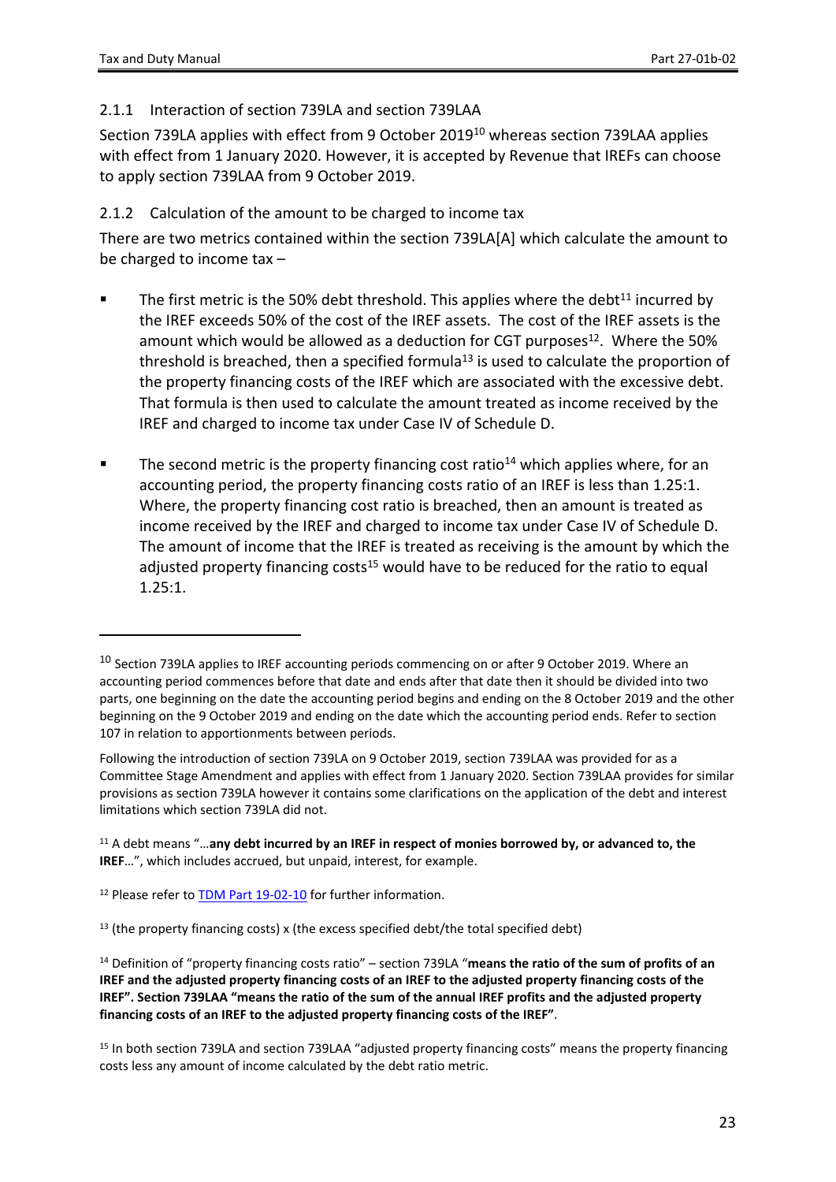### 2.1.1 Interaction of section 739LA and section 739LAA

Section 739LA applies with effect from 9 October 2019[10] whereas section 739LAA applies with effect from 1 January 2020. However, it is accepted by Revenue that IREFs can choose to apply section 739LAA from 9 October 2019.

### 2.1.2 Calculation of the amount to be charged to income tax

There are two metrics contained within the section 739LA[A] which calculate the amount to be charged to income tax –

- The first metric is the 50% debt threshold. This applies where the debt[11] incurred by the IREF exceeds 50% of the cost of the IREF assets. The cost of the IREF assets is the amount which would be allowed as a deduction for CGT purposes[12]. Where the 50% threshold is breached, then a specified formula[13] is used to calculate the proportion of the property financing costs of the IREF which are associated with the excessive debt. That formula is then used to calculate the amount treated as income received by the IREF and charged to income tax under Case IV of Schedule D.

- The second metric is the property financing cost ratio[14] which applies where, for an accounting period, the property financing costs ratio of an IREF is less than 1.25:1. Where, the property financing cost ratio is breached, then an amount is treated as income received by the IREF and charged to income tax under Case IV of Schedule D. The amount of income that the IREF is treated as receiving is the amount by which the adjusted property financing costs[15] would have to be reduced for the ratio to equal 1.25:1.

---

[10] Section 739LA applies to IREF accounting periods commencing on or after 9 October 2019. Where an accounting period commences before that date and ends after that date then it should be divided into two parts, one beginning on the date the accounting period begins and ending on the 8 October 2019 and the other beginning on the 9 October 2019 and ending on the date which the accounting period ends. Refer to section 107 in relation to apportionments between periods.

Following the introduction of section 739LA on 9 October 2019, section 739LAA was provided for as a Committee Stage Amendment and applies with effect from 1 January 2020. Section 739LAA provides for similar provisions as section 739LA however it contains some clarifications on the application of the debt and interest limitations which section 739LA did not.

[11] A debt means "…**any debt incurred by an IREF in respect of monies borrowed by, or advanced to, the IREF**…", which includes accrued, but unpaid, interest, for example.

[12] Please refer to TDM Part 19-02-10 for further information.

[13] (the property financing costs) x (the excess specified debt/the total specified debt)

[14] Definition of "property financing costs ratio" – section 739LA "**means the ratio of the sum of profits of an IREF and the adjusted property financing costs of an IREF to the adjusted property financing costs of the IREF". Section 739LAA "means the ratio of the sum of the annual IREF profits and the adjusted property financing costs of an IREF to the adjusted property financing costs of the IREF"**.

[15] In both section 739LA and section 739LAA "adjusted property financing costs" means the property financing costs less any amount of income calculated by the debt ratio metric.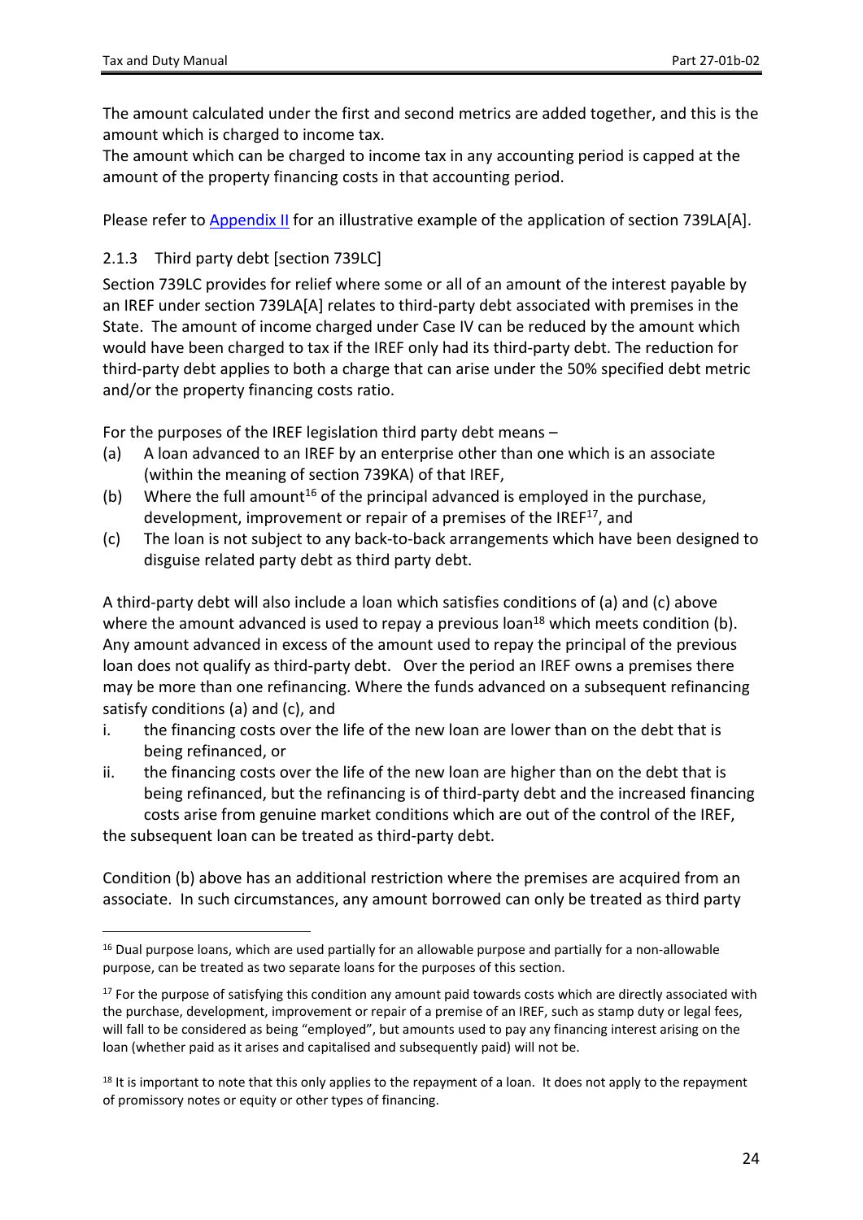The amount calculated under the first and second metrics are added together, and this is the amount which is charged to income tax.

The amount which can be charged to income tax in any accounting period is capped at the amount of the property financing costs in that accounting period.

Please refer to Appendix II for an illustrative example of the application of section 739LA[A].

### 2.1.3 Third party debt [section 739LC]

Section 739LC provides for relief where some or all of an amount of the interest payable by an IREF under section 739LA[A] relates to third-party debt associated with premises in the State. The amount of income charged under Case IV can be reduced by the amount which would have been charged to tax if the IREF only had its third-party debt. The reduction for third-party debt applies to both a charge that can arise under the 50% specified debt metric and/or the property financing costs ratio.

For the purposes of the IREF legislation third party debt means –

(a) A loan advanced to an IREF by an enterprise other than one which is an associate (within the meaning of section 739KA) of that IREF,

(b) Where the full amount[16] of the principal advanced is employed in the purchase, development, improvement or repair of a premises of the IREF[17], and

(c) The loan is not subject to any back-to-back arrangements which have been designed to disguise related party debt as third party debt.

A third-party debt will also include a loan which satisfies conditions of (a) and (c) above where the amount advanced is used to repay a previous loan[18] which meets condition (b). Any amount advanced in excess of the amount used to repay the principal of the previous loan does not qualify as third-party debt. Over the period an IREF owns a premises there may be more than one refinancing. Where the funds advanced on a subsequent refinancing satisfy conditions (a) and (c), and

i. the financing costs over the life of the new loan are lower than on the debt that is being refinanced, or

ii. the financing costs over the life of the new loan are higher than on the debt that is being refinanced, but the refinancing is of third-party debt and the increased financing costs arise from genuine market conditions which are out of the control of the IREF,

the subsequent loan can be treated as third-party debt.

Condition (b) above has an additional restriction where the premises are acquired from an associate. In such circumstances, any amount borrowed can only be treated as third party

---

[16] Dual purpose loans, which are used partially for an allowable purpose and partially for a non-allowable purpose, can be treated as two separate loans for the purposes of this section.

[17] For the purpose of satisfying this condition any amount paid towards costs which are directly associated with the purchase, development, improvement or repair of a premise of an IREF, such as stamp duty or legal fees, will fall to be considered as being "employed", but amounts used to pay any financing interest arising on the loan (whether paid as it arises and capitalised and subsequently paid) will not be.

[18] It is important to note that this only applies to the repayment of a loan. It does not apply to the repayment of promissory notes or equity or other types of financing.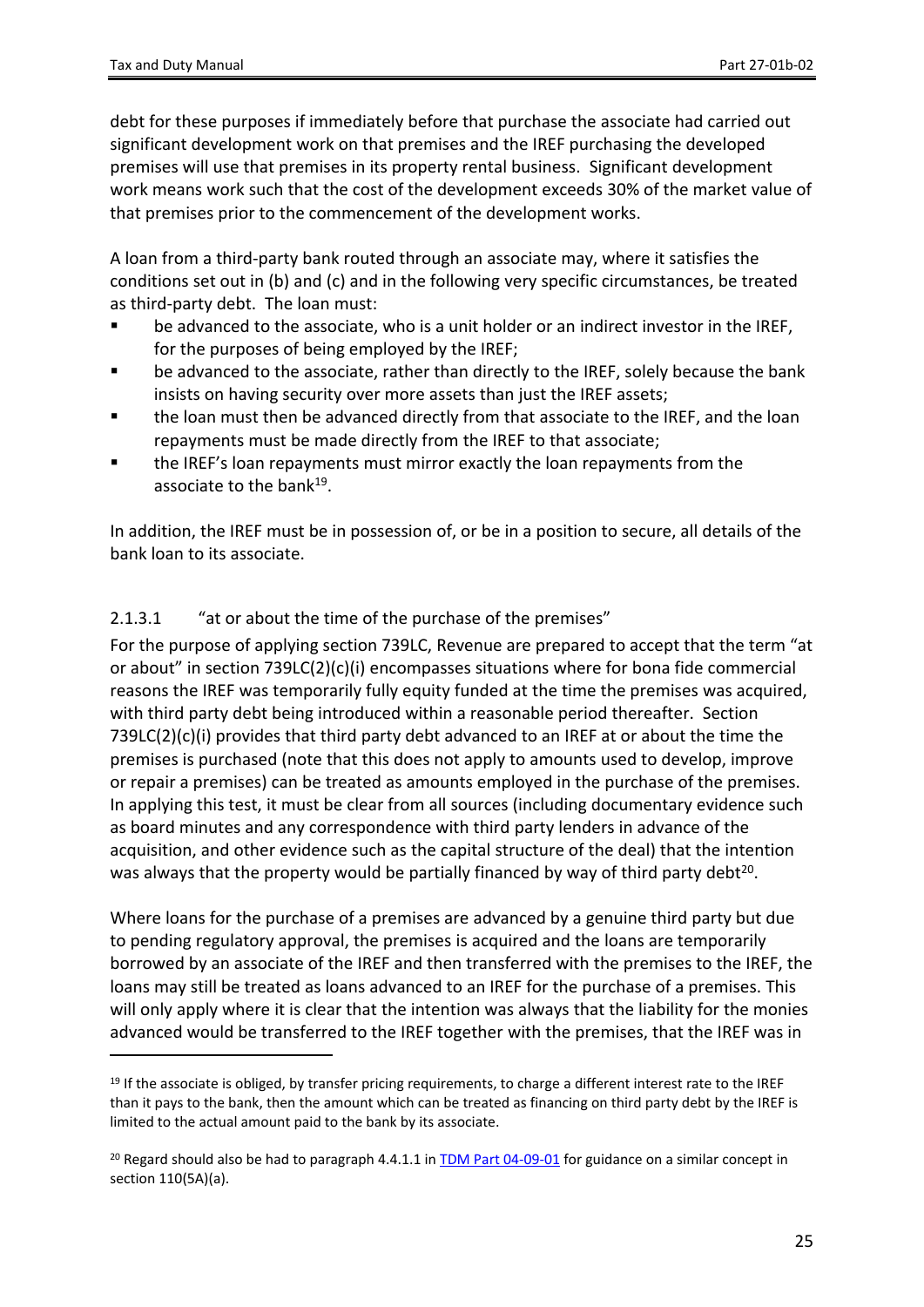debt for these purposes if immediately before that purchase the associate had carried out significant development work on that premises and the IREF purchasing the developed premises will use that premises in its property rental business. Significant development work means work such that the cost of the development exceeds 30% of the market value of that premises prior to the commencement of the development works.

A loan from a third-party bank routed through an associate may, where it satisfies the conditions set out in (b) and (c) and in the following very specific circumstances, be treated as third-party debt. The loan must:

- be advanced to the associate, who is a unit holder or an indirect investor in the IREF, for the purposes of being employed by the IREF;
- be advanced to the associate, rather than directly to the IREF, solely because the bank insists on having security over more assets than just the IREF assets;
- the loan must then be advanced directly from that associate to the IREF, and the loan repayments must be made directly from the IREF to that associate;
- the IREF's loan repayments must mirror exactly the loan repayments from the associate to the bank[19].

In addition, the IREF must be in possession of, or be in a position to secure, all details of the bank loan to its associate.

#### 2.1.3.1 "at or about the time of the purchase of the premises"

For the purpose of applying section 739LC, Revenue are prepared to accept that the term "at or about" in section 739LC(2)(c)(i) encompasses situations where for bona fide commercial reasons the IREF was temporarily fully equity funded at the time the premises was acquired, with third party debt being introduced within a reasonable period thereafter. Section 739LC(2)(c)(i) provides that third party debt advanced to an IREF at or about the time the premises is purchased (note that this does not apply to amounts used to develop, improve or repair a premises) can be treated as amounts employed in the purchase of the premises. In applying this test, it must be clear from all sources (including documentary evidence such as board minutes and any correspondence with third party lenders in advance of the acquisition, and other evidence such as the capital structure of the deal) that the intention was always that the property would be partially financed by way of third party debt[20].

Where loans for the purchase of a premises are advanced by a genuine third party but due to pending regulatory approval, the premises is acquired and the loans are temporarily borrowed by an associate of the IREF and then transferred with the premises to the IREF, the loans may still be treated as loans advanced to an IREF for the purchase of a premises. This will only apply where it is clear that the intention was always that the liability for the monies advanced would be transferred to the IREF together with the premises, that the IREF was in

---

[19] If the associate is obliged, by transfer pricing requirements, to charge a different interest rate to the IREF than it pays to the bank, then the amount which can be treated as financing on third party debt by the IREF is limited to the actual amount paid to the bank by its associate.

[20] Regard should also be had to paragraph 4.4.1.1 in TDM Part 04-09-01 for guidance on a similar concept in section 110(5A)(a).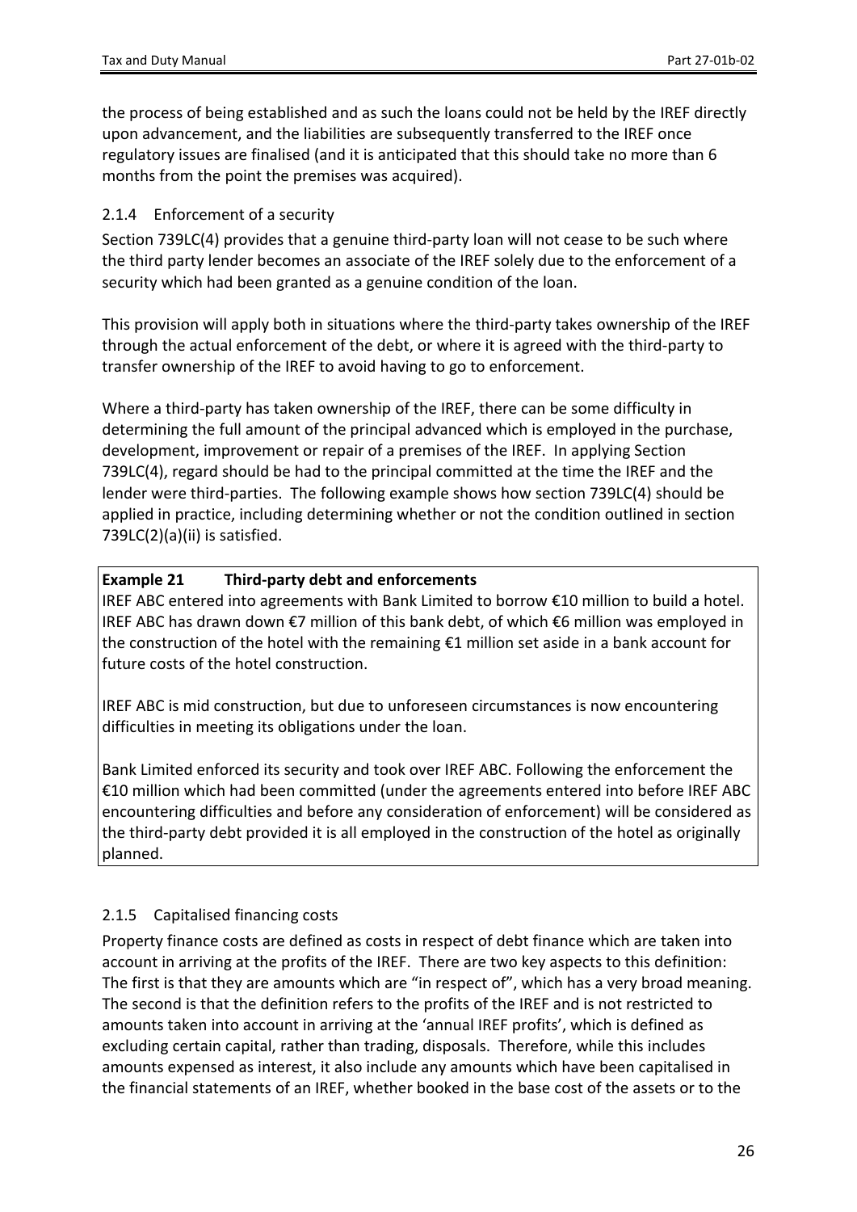the process of being established and as such the loans could not be held by the IREF directly upon advancement, and the liabilities are subsequently transferred to the IREF once regulatory issues are finalised (and it is anticipated that this should take no more than 6 months from the point the premises was acquired).

### 2.1.4 Enforcement of a security

Section 739LC(4) provides that a genuine third-party loan will not cease to be such where the third party lender becomes an associate of the IREF solely due to the enforcement of a security which had been granted as a genuine condition of the loan.

This provision will apply both in situations where the third-party takes ownership of the IREF through the actual enforcement of the debt, or where it is agreed with the third-party to transfer ownership of the IREF to avoid having to go to enforcement.

Where a third-party has taken ownership of the IREF, there can be some difficulty in determining the full amount of the principal advanced which is employed in the purchase, development, improvement or repair of a premises of the IREF. In applying Section 739LC(4), regard should be had to the principal committed at the time the IREF and the lender were third-parties. The following example shows how section 739LC(4) should be applied in practice, including determining whether or not the condition outlined in section 739LC(2)(a)(ii) is satisfied.

> **Example 21 Third-party debt and enforcements**
>
> IREF ABC entered into agreements with Bank Limited to borrow €10 million to build a hotel. IREF ABC has drawn down €7 million of this bank debt, of which €6 million was employed in the construction of the hotel with the remaining €1 million set aside in a bank account for future costs of the hotel construction.
>
> IREF ABC is mid construction, but due to unforeseen circumstances is now encountering difficulties in meeting its obligations under the loan.
>
> Bank Limited enforced its security and took over IREF ABC. Following the enforcement the €10 million which had been committed (under the agreements entered into before IREF ABC encountering difficulties and before any consideration of enforcement) will be considered as the third-party debt provided it is all employed in the construction of the hotel as originally planned.

### 2.1.5 Capitalised financing costs

Property finance costs are defined as costs in respect of debt finance which are taken into account in arriving at the profits of the IREF. There are two key aspects to this definition: The first is that they are amounts which are "in respect of", which has a very broad meaning. The second is that the definition refers to the profits of the IREF and is not restricted to amounts taken into account in arriving at the 'annual IREF profits', which is defined as excluding certain capital, rather than trading, disposals. Therefore, while this includes amounts expensed as interest, it also include any amounts which have been capitalised in the financial statements of an IREF, whether booked in the base cost of the assets or to the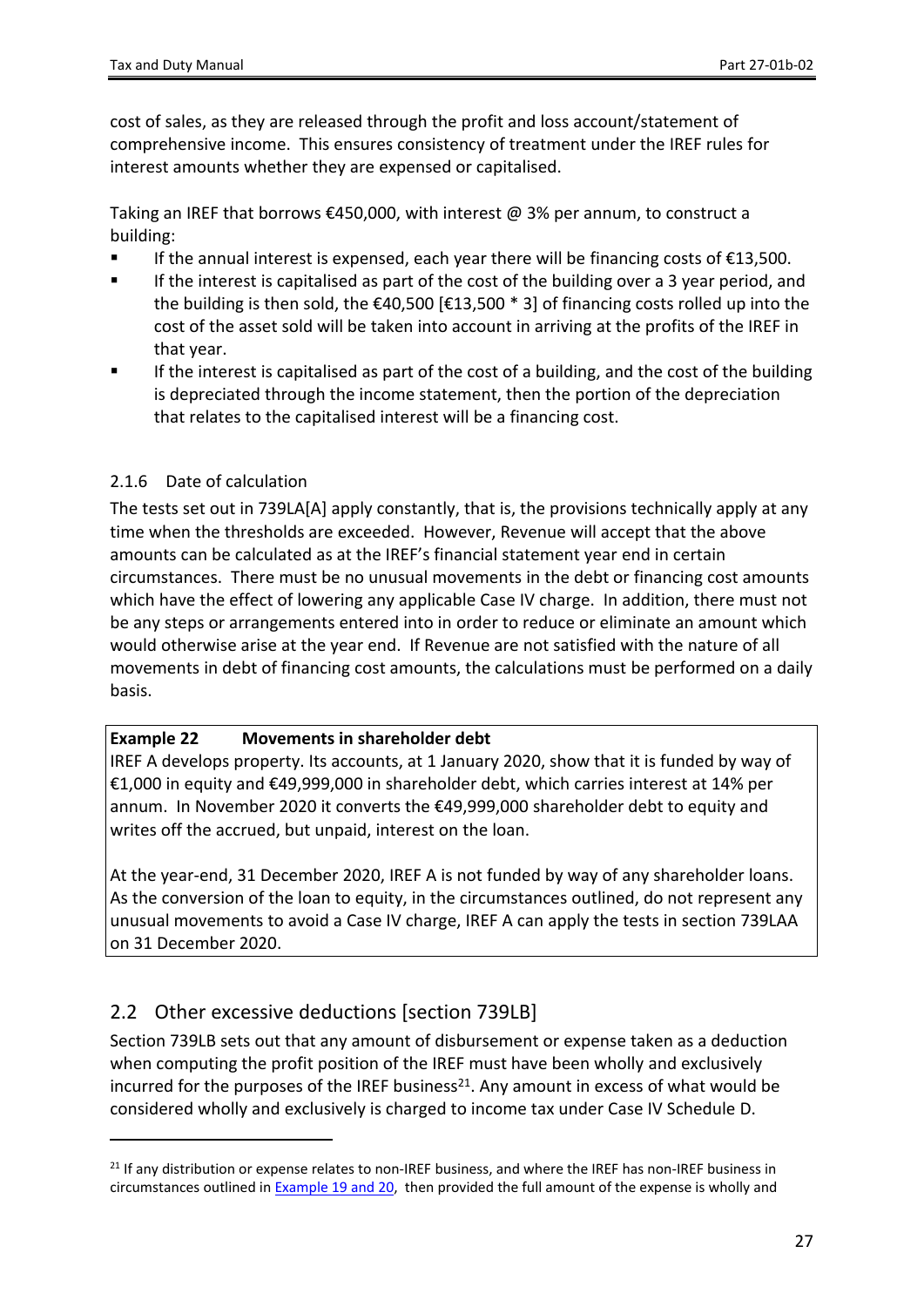cost of sales, as they are released through the profit and loss account/statement of comprehensive income. This ensures consistency of treatment under the IREF rules for interest amounts whether they are expensed or capitalised.

Taking an IREF that borrows €450,000, with interest @ 3% per annum, to construct a building:

- If the annual interest is expensed, each year there will be financing costs of €13,500.
- If the interest is capitalised as part of the cost of the building over a 3 year period, and the building is then sold, the €40,500 [€13,500 * 3] of financing costs rolled up into the cost of the asset sold will be taken into account in arriving at the profits of the IREF in that year.
- If the interest is capitalised as part of the cost of a building, and the cost of the building is depreciated through the income statement, then the portion of the depreciation that relates to the capitalised interest will be a financing cost.

### 2.1.6 Date of calculation

The tests set out in 739LA[A] apply constantly, that is, the provisions technically apply at any time when the thresholds are exceeded. However, Revenue will accept that the above amounts can be calculated as at the IREF's financial statement year end in certain circumstances. There must be no unusual movements in the debt or financing cost amounts which have the effect of lowering any applicable Case IV charge. In addition, there must not be any steps or arrangements entered into in order to reduce or eliminate an amount which would otherwise arise at the year end. If Revenue are not satisfied with the nature of all movements in debt of financing cost amounts, the calculations must be performed on a daily basis.

**Example 22 Movements in shareholder debt**

IREF A develops property. Its accounts, at 1 January 2020, show that it is funded by way of €1,000 in equity and €49,999,000 in shareholder debt, which carries interest at 14% per annum. In November 2020 it converts the €49,999,000 shareholder debt to equity and writes off the accrued, but unpaid, interest on the loan.

At the year-end, 31 December 2020, IREF A is not funded by way of any shareholder loans. As the conversion of the loan to equity, in the circumstances outlined, do not represent any unusual movements to avoid a Case IV charge, IREF A can apply the tests in section 739LAA on 31 December 2020.

## 2.2 Other excessive deductions [section 739LB]

Section 739LB sets out that any amount of disbursement or expense taken as a deduction when computing the profit position of the IREF must have been wholly and exclusively incurred for the purposes of the IREF business[21]. Any amount in excess of what would be considered wholly and exclusively is charged to income tax under Case IV Schedule D.

[21] If any distribution or expense relates to non-IREF business, and where the IREF has non-IREF business in circumstances outlined in Example 19 and 20, then provided the full amount of the expense is wholly and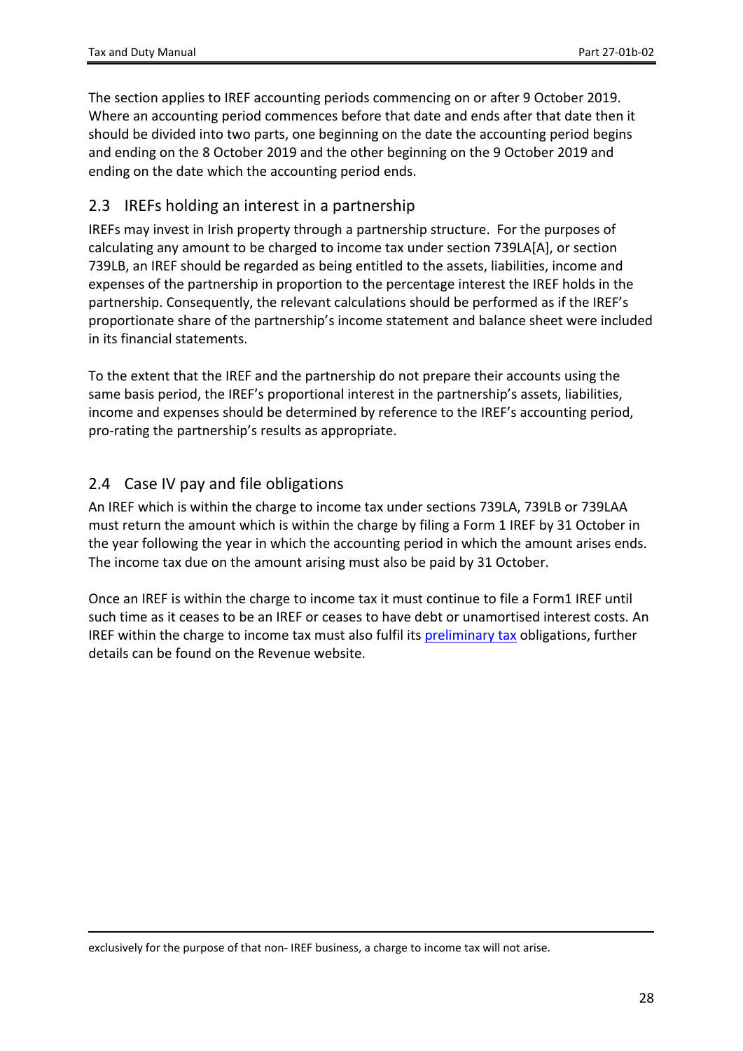The section applies to IREF accounting periods commencing on or after 9 October 2019. Where an accounting period commences before that date and ends after that date then it should be divided into two parts, one beginning on the date the accounting period begins and ending on the 8 October 2019 and the other beginning on the 9 October 2019 and ending on the date which the accounting period ends.

## 2.3 IREFs holding an interest in a partnership

IREFs may invest in Irish property through a partnership structure. For the purposes of calculating any amount to be charged to income tax under section 739LA[A], or section 739LB, an IREF should be regarded as being entitled to the assets, liabilities, income and expenses of the partnership in proportion to the percentage interest the IREF holds in the partnership. Consequently, the relevant calculations should be performed as if the IREF's proportionate share of the partnership's income statement and balance sheet were included in its financial statements.

To the extent that the IREF and the partnership do not prepare their accounts using the same basis period, the IREF's proportional interest in the partnership's assets, liabilities, income and expenses should be determined by reference to the IREF's accounting period, pro-rating the partnership's results as appropriate.

## 2.4 Case IV pay and file obligations

An IREF which is within the charge to income tax under sections 739LA, 739LB or 739LAA must return the amount which is within the charge by filing a Form 1 IREF by 31 October in the year following the year in which the accounting period in which the amount arises ends. The income tax due on the amount arising must also be paid by 31 October.

Once an IREF is within the charge to income tax it must continue to file a Form1 IREF until such time as it ceases to be an IREF or ceases to have debt or unamortised interest costs. An IREF within the charge to income tax must also fulfil its preliminary tax obligations, further details can be found on the Revenue website.

exclusively for the purpose of that non- IREF business, a charge to income tax will not arise.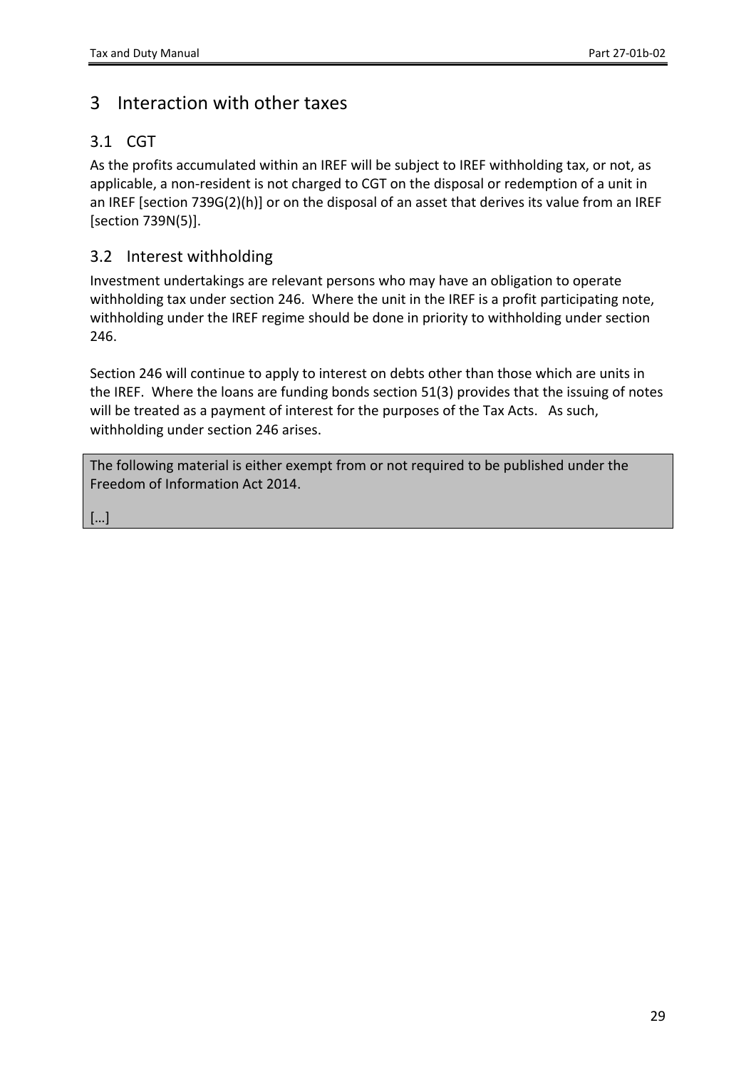# 3 Interaction with other taxes

## 3.1 CGT

As the profits accumulated within an IREF will be subject to IREF withholding tax, or not, as applicable, a non-resident is not charged to CGT on the disposal or redemption of a unit in an IREF [section 739G(2)(h)] or on the disposal of an asset that derives its value from an IREF [section 739N(5)].

## 3.2 Interest withholding

Investment undertakings are relevant persons who may have an obligation to operate withholding tax under section 246. Where the unit in the IREF is a profit participating note, withholding under the IREF regime should be done in priority to withholding under section 246.

Section 246 will continue to apply to interest on debts other than those which are units in the IREF. Where the loans are funding bonds section 51(3) provides that the issuing of notes will be treated as a payment of interest for the purposes of the Tax Acts. As such, withholding under section 246 arises.

The following material is either exempt from or not required to be published under the Freedom of Information Act 2014.

[…]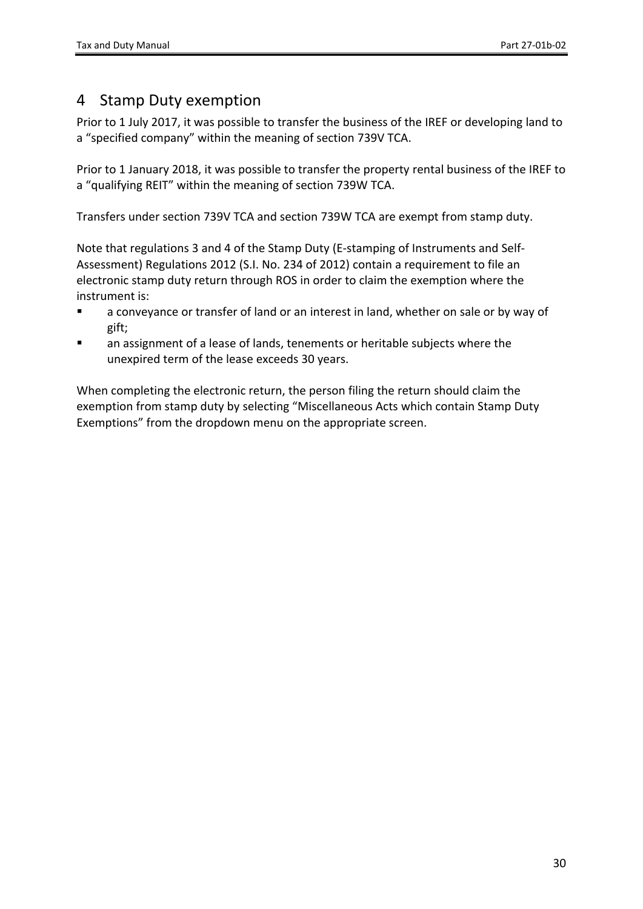# 4 Stamp Duty exemption

Prior to 1 July 2017, it was possible to transfer the business of the IREF or developing land to a "specified company" within the meaning of section 739V TCA.

Prior to 1 January 2018, it was possible to transfer the property rental business of the IREF to a "qualifying REIT" within the meaning of section 739W TCA.

Transfers under section 739V TCA and section 739W TCA are exempt from stamp duty.

Note that regulations 3 and 4 of the Stamp Duty (E-stamping of Instruments and Self-Assessment) Regulations 2012 (S.I. No. 234 of 2012) contain a requirement to file an electronic stamp duty return through ROS in order to claim the exemption where the instrument is:

- a conveyance or transfer of land or an interest in land, whether on sale or by way of gift;
- an assignment of a lease of lands, tenements or heritable subjects where the unexpired term of the lease exceeds 30 years.

When completing the electronic return, the person filing the return should claim the exemption from stamp duty by selecting "Miscellaneous Acts which contain Stamp Duty Exemptions" from the dropdown menu on the appropriate screen.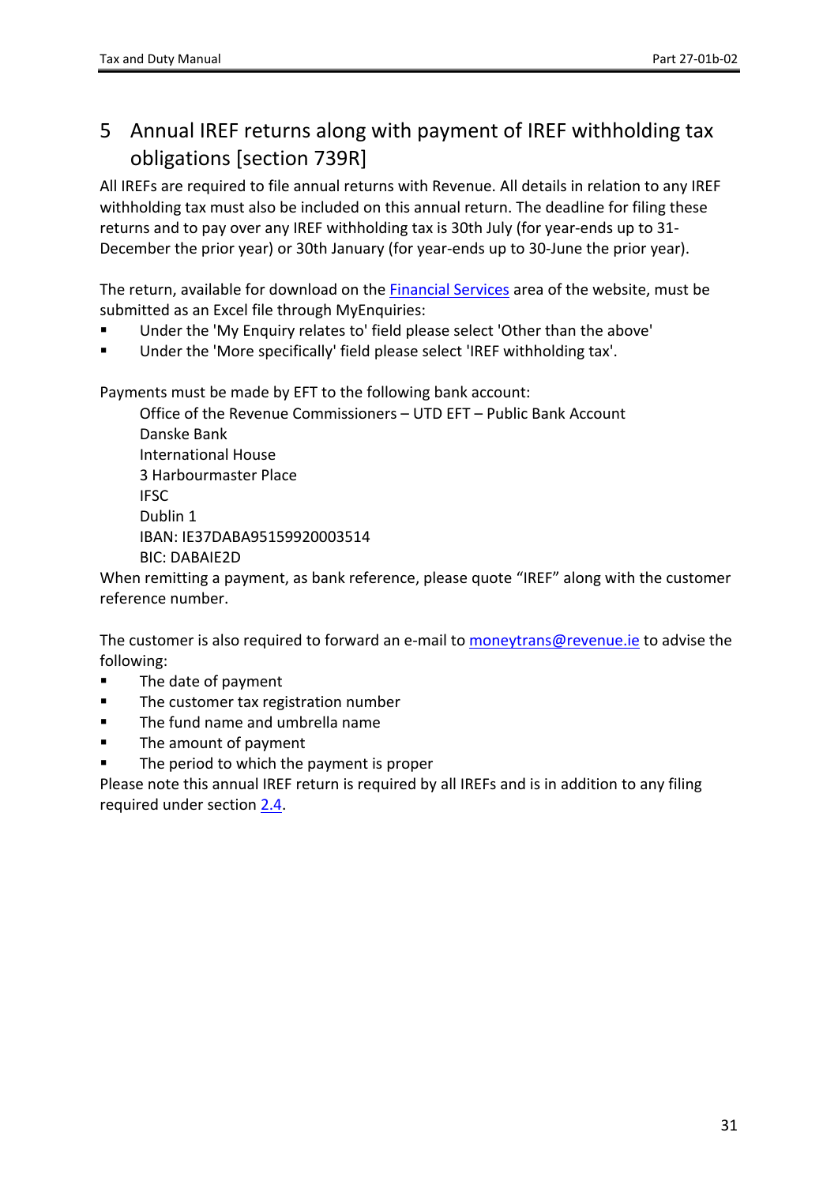# 5 Annual IREF returns along with payment of IREF withholding tax obligations [section 739R]

All IREFs are required to file annual returns with Revenue. All details in relation to any IREF withholding tax must also be included on this annual return. The deadline for filing these returns and to pay over any IREF withholding tax is 30th July (for year-ends up to 31-December the prior year) or 30th January (for year-ends up to 30-June the prior year).

The return, available for download on the Financial Services area of the website, must be submitted as an Excel file through MyEnquiries:

- Under the 'My Enquiry relates to' field please select 'Other than the above'
- Under the 'More specifically' field please select 'IREF withholding tax'.

Payments must be made by EFT to the following bank account:

Office of the Revenue Commissioners – UTD EFT – Public Bank Account
Danske Bank
International House
3 Harbourmaster Place
IFSC
Dublin 1
IBAN: IE37DABA95159920003514
BIC: DABAIE2D

When remitting a payment, as bank reference, please quote "IREF" along with the customer reference number.

The customer is also required to forward an e-mail to moneytrans@revenue.ie to advise the following:

- The date of payment
- The customer tax registration number
- The fund name and umbrella name
- The amount of payment
- The period to which the payment is proper

Please note this annual IREF return is required by all IREFs and is in addition to any filing required under section 2.4.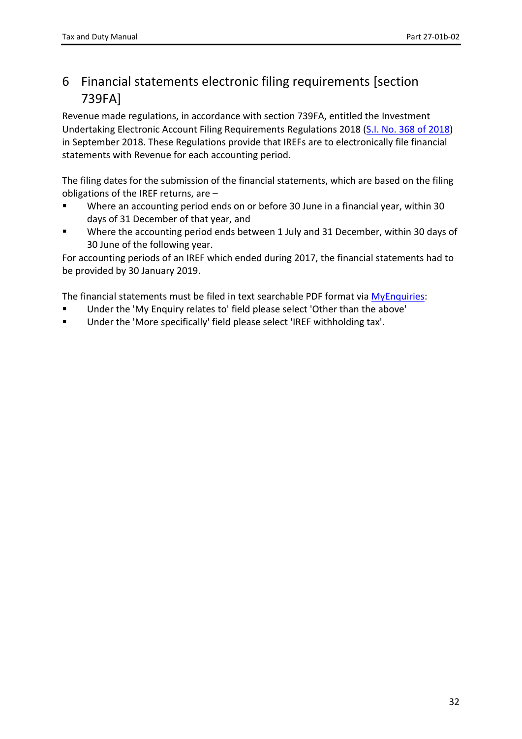# 6 Financial statements electronic filing requirements [section 739FA]

Revenue made regulations, in accordance with section 739FA, entitled the Investment Undertaking Electronic Account Filing Requirements Regulations 2018 (S.I. No. 368 of 2018) in September 2018. These Regulations provide that IREFs are to electronically file financial statements with Revenue for each accounting period.

The filing dates for the submission of the financial statements, which are based on the filing obligations of the IREF returns, are –

- Where an accounting period ends on or before 30 June in a financial year, within 30 days of 31 December of that year, and
- Where the accounting period ends between 1 July and 31 December, within 30 days of 30 June of the following year.

For accounting periods of an IREF which ended during 2017, the financial statements had to be provided by 30 January 2019.

The financial statements must be filed in text searchable PDF format via MyEnquiries:

- Under the 'My Enquiry relates to' field please select 'Other than the above'
- Under the 'More specifically' field please select 'IREF withholding tax'.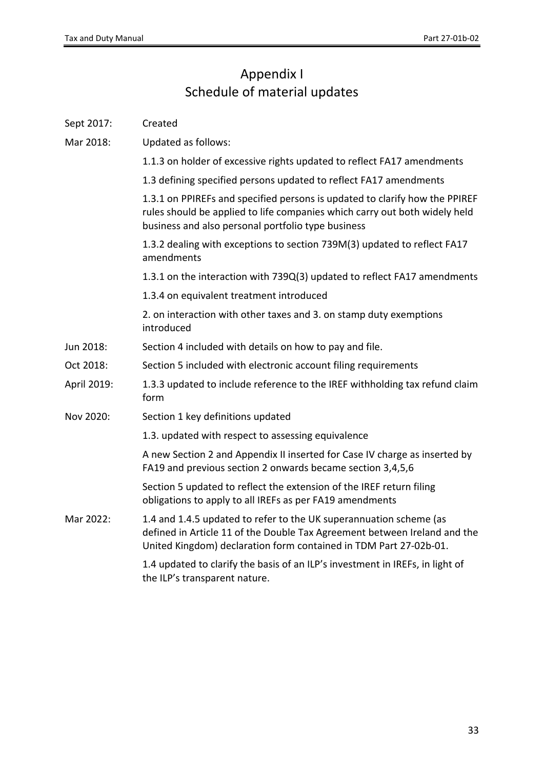# Appendix I
## Schedule of material updates

| | |
|---|---|
| Sept 2017: | Created |
| Mar 2018: | Updated as follows: |
| | 1.1.3 on holder of excessive rights updated to reflect FA17 amendments |
| | 1.3 defining specified persons updated to reflect FA17 amendments |
| | 1.3.1 on PPIREFs and specified persons is updated to clarify how the PPIREF rules should be applied to life companies which carry out both widely held business and also personal portfolio type business |
| | 1.3.2 dealing with exceptions to section 739M(3) updated to reflect FA17 amendments |
| | 1.3.1 on the interaction with 739Q(3) updated to reflect FA17 amendments |
| | 1.3.4 on equivalent treatment introduced |
| | 2. on interaction with other taxes and 3. on stamp duty exemptions introduced |
| Jun 2018: | Section 4 included with details on how to pay and file. |
| Oct 2018: | Section 5 included with electronic account filing requirements |
| April 2019: | 1.3.3 updated to include reference to the IREF withholding tax refund claim form |
| Nov 2020: | Section 1 key definitions updated |
| | 1.3. updated with respect to assessing equivalence |
| | A new Section 2 and Appendix II inserted for Case IV charge as inserted by FA19 and previous section 2 onwards became section 3,4,5,6 |
| | Section 5 updated to reflect the extension of the IREF return filing obligations to apply to all IREFs as per FA19 amendments |
| Mar 2022: | 1.4 and 1.4.5 updated to refer to the UK superannuation scheme (as defined in Article 11 of the Double Tax Agreement between Ireland and the United Kingdom) declaration form contained in TDM Part 27-02b-01. |
| | 1.4 updated to clarify the basis of an ILP's investment in IREFs, in light of the ILP's transparent nature. |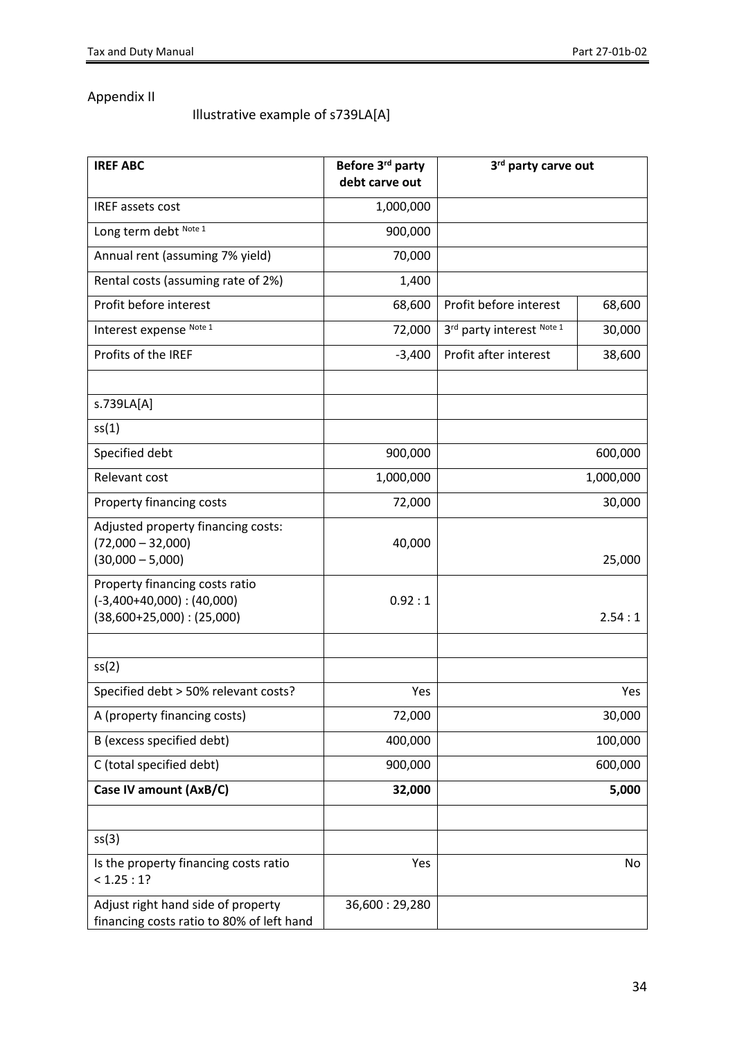## Appendix II

### Illustrative example of s739LA[A]

| IREF ABC | Before 3rd party debt carve out | 3rd party carve out | |
|---|---|---|---|
| IREF assets cost | 1,000,000 | | |
| Long term debt Note 1 | 900,000 | | |
| Annual rent (assuming 7% yield) | 70,000 | | |
| Rental costs (assuming rate of 2%) | 1,400 | | |
| Profit before interest | 68,600 | Profit before interest | 68,600 |
| Interest expense Note 1 | 72,000 | 3rd party interest Note 1 | 30,000 |
| Profits of the IREF | -3,400 | Profit after interest | 38,600 |
| | | | |
| s.739LA[A] | | | |
| ss(1) | | | |
| Specified debt | 900,000 | | 600,000 |
| Relevant cost | 1,000,000 | | 1,000,000 |
| Property financing costs | 72,000 | | 30,000 |
| Adjusted property financing costs: (72,000 – 32,000) (30,000 – 5,000) | 40,000 | | 25,000 |
| Property financing costs ratio (-3,400+40,000) : (40,000) (38,600+25,000) : (25,000) | 0.92 : 1 | | 2.54 : 1 |
| | | | |
| ss(2) | | | |
| Specified debt > 50% relevant costs? | Yes | | Yes |
| A (property financing costs) | 72,000 | | 30,000 |
| B (excess specified debt) | 400,000 | | 100,000 |
| C (total specified debt) | 900,000 | | 600,000 |
| **Case IV amount (AxB/C)** | **32,000** | | **5,000** |
| | | | |
| ss(3) | | | |
| Is the property financing costs ratio < 1.25 : 1? | Yes | | No |
| Adjust right hand side of property financing costs ratio to 80% of left hand | 36,600 : 29,280 | | |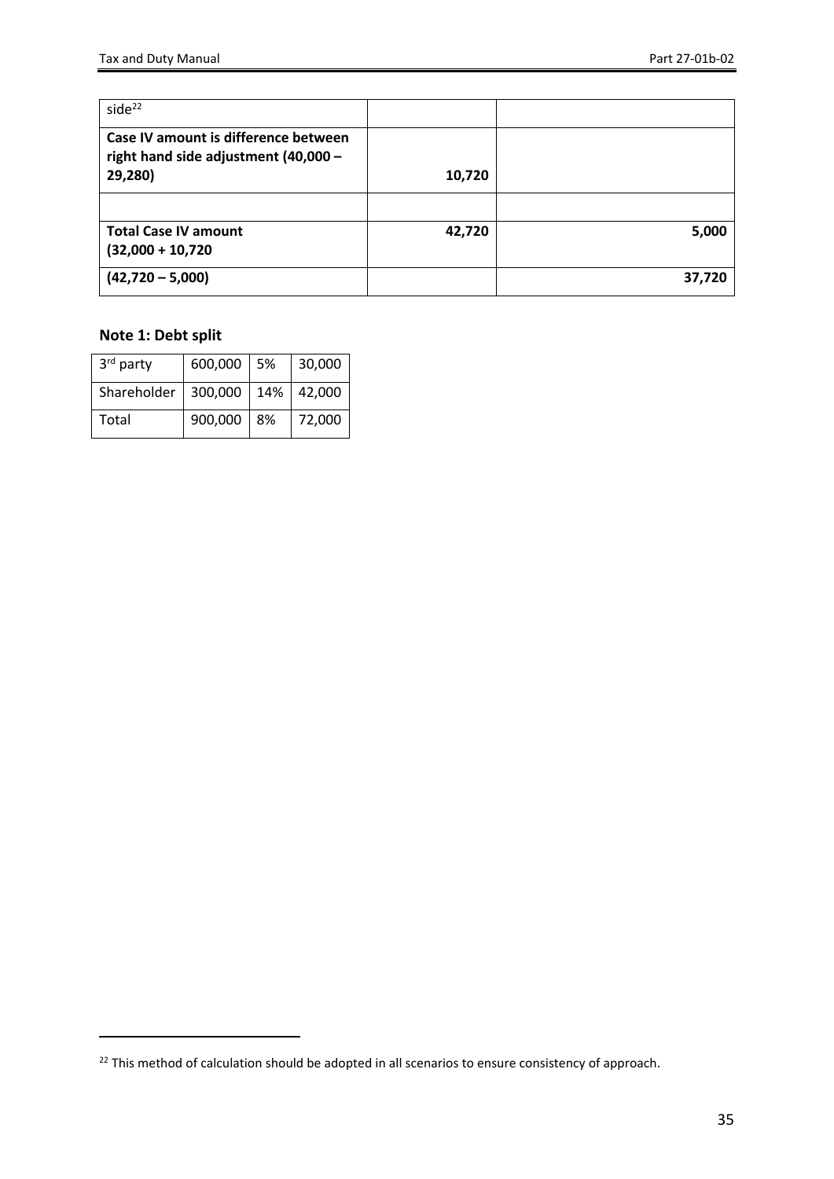| | | |
|---|---|---|
| side[22] | | |
| **Case IV amount is difference between right hand side adjustment (40,000 – 29,280)** | **10,720** | |
| | | |
| **Total Case IV amount (32,000 + 10,720** | **42,720** | **5,000** |
| **(42,720 – 5,000)** | | **37,720** |

### Note 1: Debt split

| | | | |
|---|---|---|---|
| 3rd party | 600,000 | 5% | 30,000 |
| Shareholder | 300,000 | 14% | 42,000 |
| Total | 900,000 | 8% | 72,000 |

---

[22] This method of calculation should be adopted in all scenarios to ensure consistency of approach.